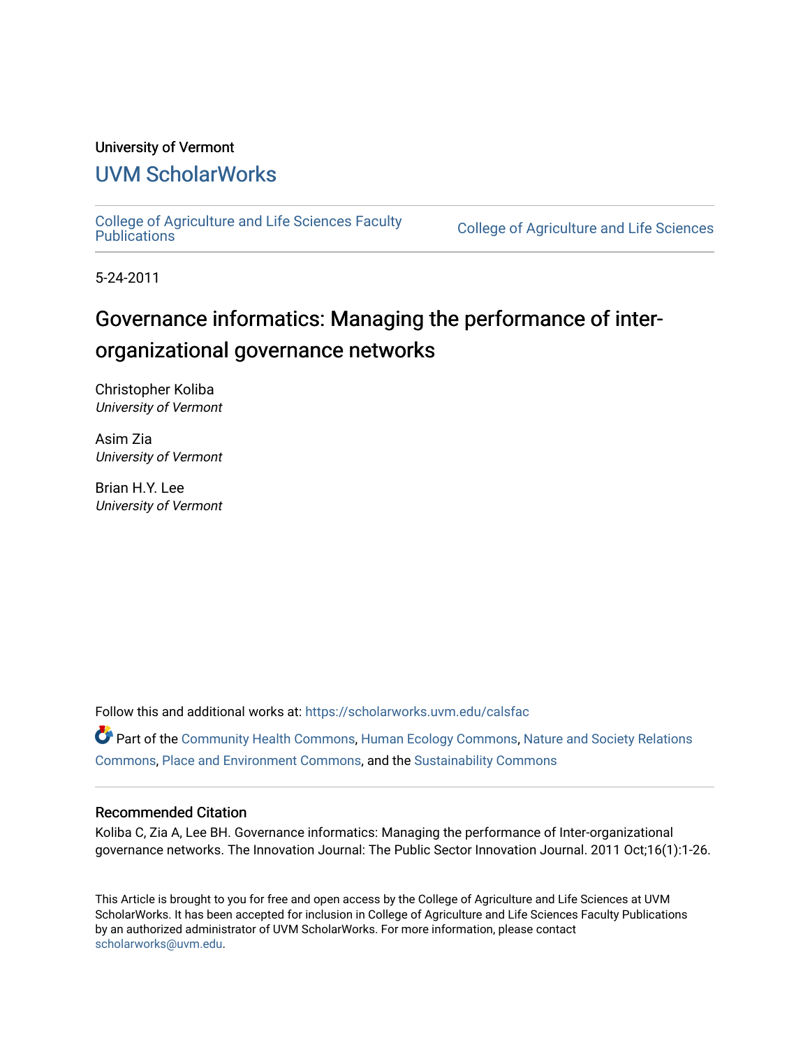University of Vermont

## UVM ScholarWorks

College of Agriculture and Life Sciences Faculty Publications | College of Agriculture and Life Sciences

5-24-2011

# Governance informatics: Managing the performance of inter-organizational governance networks

Christopher Koliba
*University of Vermont*

Asim Zia
*University of Vermont*

Brian H.Y. Lee
*University of Vermont*

Follow this and additional works at: https://scholarworks.uvm.edu/calsfac

Part of the Community Health Commons, Human Ecology Commons, Nature and Society Relations Commons, Place and Environment Commons, and the Sustainability Commons

### Recommended Citation

Koliba C, Zia A, Lee BH. Governance informatics: Managing the performance of Inter-organizational governance networks. The Innovation Journal: The Public Sector Innovation Journal. 2011 Oct;16(1):1-26.

This Article is brought to you for free and open access by the College of Agriculture and Life Sciences at UVM ScholarWorks. It has been accepted for inclusion in College of Agriculture and Life Sciences Faculty Publications by an authorized administrator of UVM ScholarWorks. For more information, please contact scholarworks@uvm.edu.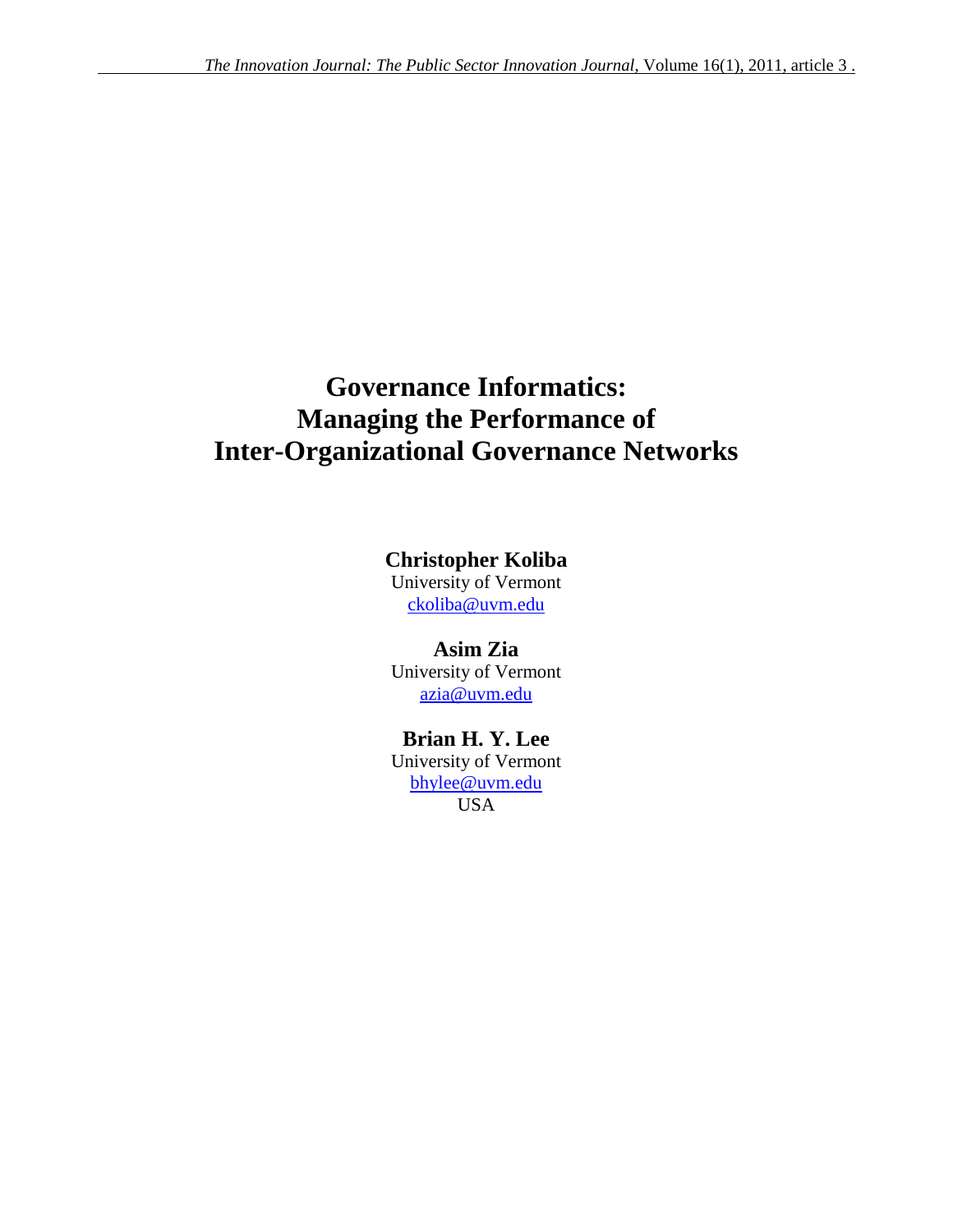# Governance Informatics: Managing the Performance of Inter-Organizational Governance Networks

**Christopher Koliba**
University of Vermont
ckoliba@uvm.edu

**Asim Zia**
University of Vermont
azia@uvm.edu

**Brian H. Y. Lee**
University of Vermont
bhylee@uvm.edu
USA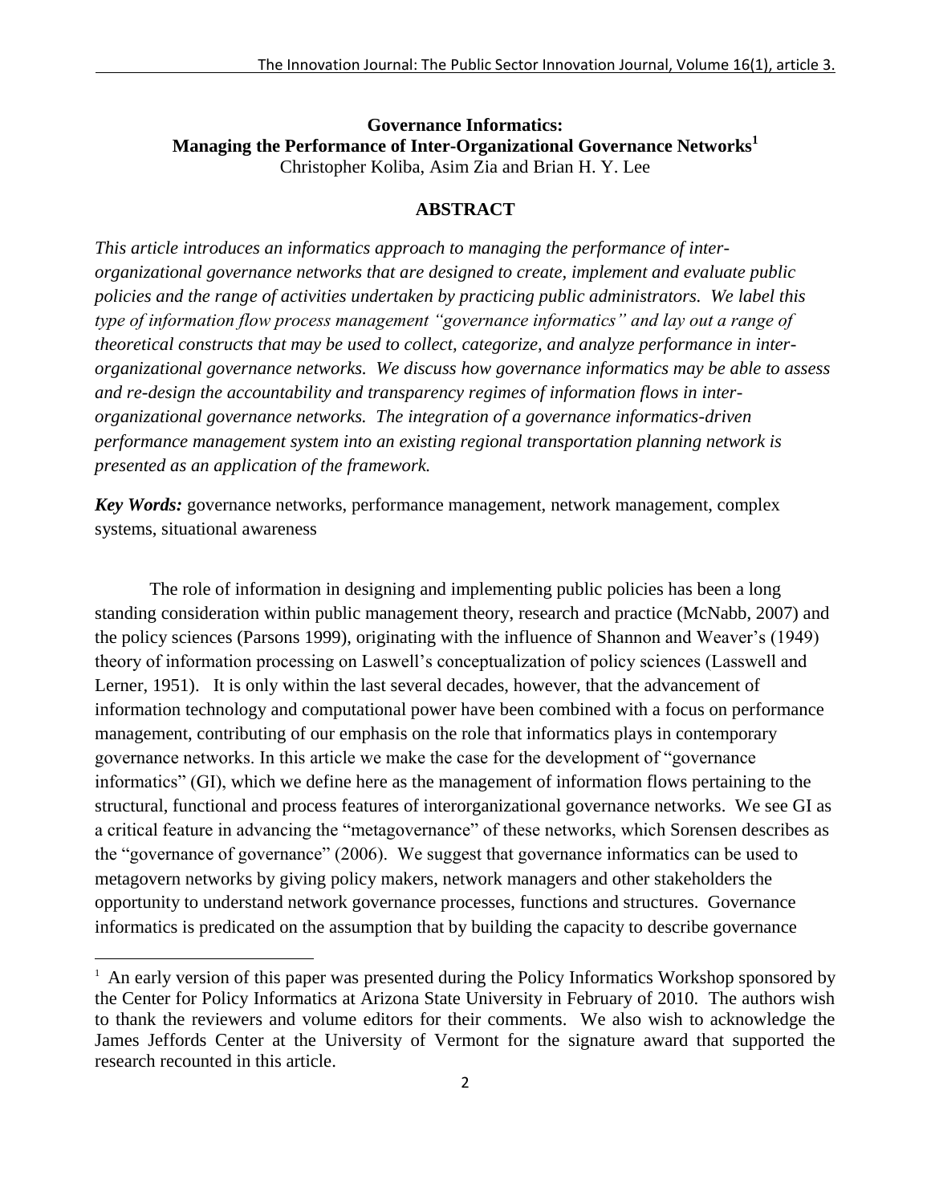**Governance Informatics:**
**Managing the Performance of Inter-Organizational Governance Networks**[1]
Christopher Koliba, Asim Zia and Brian H. Y. Lee

**ABSTRACT**

*This article introduces an informatics approach to managing the performance of inter-organizational governance networks that are designed to create, implement and evaluate public policies and the range of activities undertaken by practicing public administrators. We label this type of information flow process management "governance informatics" and lay out a range of theoretical constructs that may be used to collect, categorize, and analyze performance in inter-organizational governance networks. We discuss how governance informatics may be able to assess and re-design the accountability and transparency regimes of information flows in inter-organizational governance networks. The integration of a governance informatics-driven performance management system into an existing regional transportation planning network is presented as an application of the framework.*

***Key Words:*** governance networks, performance management, network management, complex systems, situational awareness

The role of information in designing and implementing public policies has been a long standing consideration within public management theory, research and practice (McNabb, 2007) and the policy sciences (Parsons 1999), originating with the influence of Shannon and Weaver's (1949) theory of information processing on Laswell's conceptualization of policy sciences (Lasswell and Lerner, 1951). It is only within the last several decades, however, that the advancement of information technology and computational power have been combined with a focus on performance management, contributing of our emphasis on the role that informatics plays in contemporary governance networks. In this article we make the case for the development of "governance informatics" (GI), which we define here as the management of information flows pertaining to the structural, functional and process features of interorganizational governance networks. We see GI as a critical feature in advancing the "metagovernance" of these networks, which Sorensen describes as the "governance of governance" (2006). We suggest that governance informatics can be used to metagovern networks by giving policy makers, network managers and other stakeholders the opportunity to understand network governance processes, functions and structures. Governance informatics is predicated on the assumption that by building the capacity to describe governance

[1] An early version of this paper was presented during the Policy Informatics Workshop sponsored by the Center for Policy Informatics at Arizona State University in February of 2010. The authors wish to thank the reviewers and volume editors for their comments. We also wish to acknowledge the James Jeffords Center at the University of Vermont for the signature award that supported the research recounted in this article.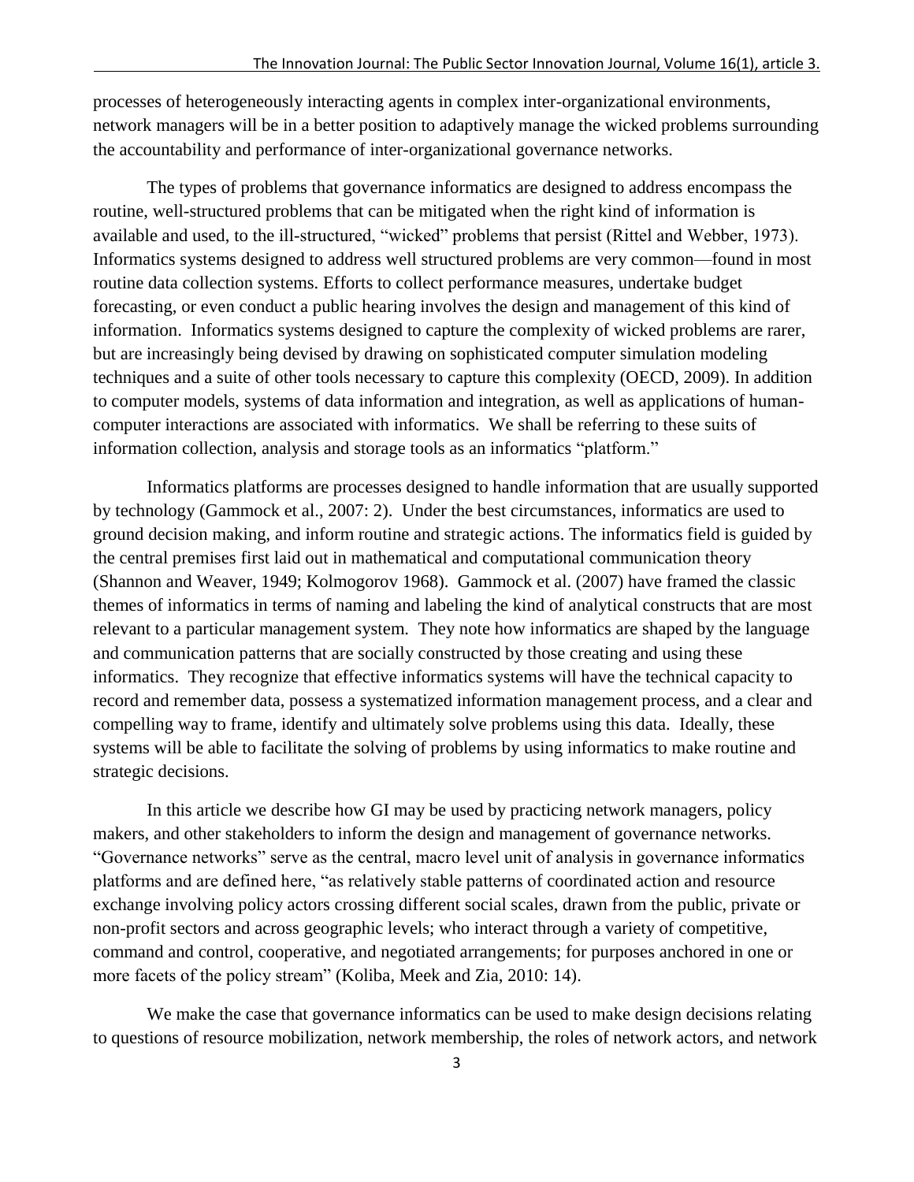processes of heterogeneously interacting agents in complex inter-organizational environments, network managers will be in a better position to adaptively manage the wicked problems surrounding the accountability and performance of inter-organizational governance networks.

The types of problems that governance informatics are designed to address encompass the routine, well-structured problems that can be mitigated when the right kind of information is available and used, to the ill-structured, "wicked" problems that persist (Rittel and Webber, 1973). Informatics systems designed to address well structured problems are very common—found in most routine data collection systems. Efforts to collect performance measures, undertake budget forecasting, or even conduct a public hearing involves the design and management of this kind of information. Informatics systems designed to capture the complexity of wicked problems are rarer, but are increasingly being devised by drawing on sophisticated computer simulation modeling techniques and a suite of other tools necessary to capture this complexity (OECD, 2009). In addition to computer models, systems of data information and integration, as well as applications of human-computer interactions are associated with informatics. We shall be referring to these suits of information collection, analysis and storage tools as an informatics "platform."

Informatics platforms are processes designed to handle information that are usually supported by technology (Gammock et al., 2007: 2). Under the best circumstances, informatics are used to ground decision making, and inform routine and strategic actions. The informatics field is guided by the central premises first laid out in mathematical and computational communication theory (Shannon and Weaver, 1949; Kolmogorov 1968). Gammock et al. (2007) have framed the classic themes of informatics in terms of naming and labeling the kind of analytical constructs that are most relevant to a particular management system. They note how informatics are shaped by the language and communication patterns that are socially constructed by those creating and using these informatics. They recognize that effective informatics systems will have the technical capacity to record and remember data, possess a systematized information management process, and a clear and compelling way to frame, identify and ultimately solve problems using this data. Ideally, these systems will be able to facilitate the solving of problems by using informatics to make routine and strategic decisions.

In this article we describe how GI may be used by practicing network managers, policy makers, and other stakeholders to inform the design and management of governance networks. "Governance networks" serve as the central, macro level unit of analysis in governance informatics platforms and are defined here, "as relatively stable patterns of coordinated action and resource exchange involving policy actors crossing different social scales, drawn from the public, private or non-profit sectors and across geographic levels; who interact through a variety of competitive, command and control, cooperative, and negotiated arrangements; for purposes anchored in one or more facets of the policy stream" (Koliba, Meek and Zia, 2010: 14).

We make the case that governance informatics can be used to make design decisions relating to questions of resource mobilization, network membership, the roles of network actors, and network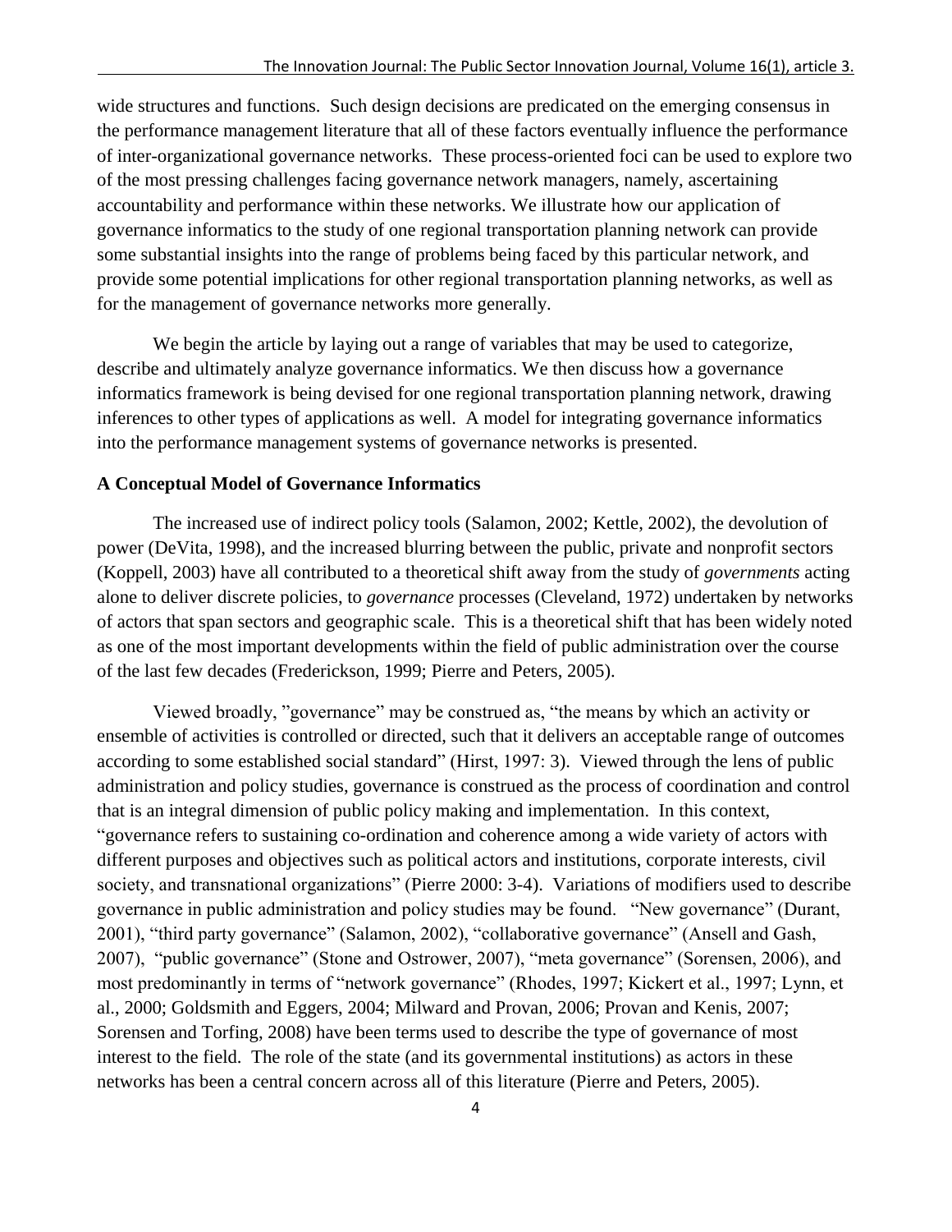wide structures and functions. Such design decisions are predicated on the emerging consensus in the performance management literature that all of these factors eventually influence the performance of inter-organizational governance networks. These process-oriented foci can be used to explore two of the most pressing challenges facing governance network managers, namely, ascertaining accountability and performance within these networks. We illustrate how our application of governance informatics to the study of one regional transportation planning network can provide some substantial insights into the range of problems being faced by this particular network, and provide some potential implications for other regional transportation planning networks, as well as for the management of governance networks more generally.

We begin the article by laying out a range of variables that may be used to categorize, describe and ultimately analyze governance informatics. We then discuss how a governance informatics framework is being devised for one regional transportation planning network, drawing inferences to other types of applications as well. A model for integrating governance informatics into the performance management systems of governance networks is presented.

**A Conceptual Model of Governance Informatics**

The increased use of indirect policy tools (Salamon, 2002; Kettle, 2002), the devolution of power (DeVita, 1998), and the increased blurring between the public, private and nonprofit sectors (Koppell, 2003) have all contributed to a theoretical shift away from the study of *governments* acting alone to deliver discrete policies, to *governance* processes (Cleveland, 1972) undertaken by networks of actors that span sectors and geographic scale. This is a theoretical shift that has been widely noted as one of the most important developments within the field of public administration over the course of the last few decades (Frederickson, 1999; Pierre and Peters, 2005).

Viewed broadly, "governance" may be construed as, "the means by which an activity or ensemble of activities is controlled or directed, such that it delivers an acceptable range of outcomes according to some established social standard" (Hirst, 1997: 3). Viewed through the lens of public administration and policy studies, governance is construed as the process of coordination and control that is an integral dimension of public policy making and implementation. In this context, "governance refers to sustaining co-ordination and coherence among a wide variety of actors with different purposes and objectives such as political actors and institutions, corporate interests, civil society, and transnational organizations" (Pierre 2000: 3-4). Variations of modifiers used to describe governance in public administration and policy studies may be found. "New governance" (Durant, 2001), "third party governance" (Salamon, 2002), "collaborative governance" (Ansell and Gash, 2007), "public governance" (Stone and Ostrower, 2007), "meta governance" (Sorensen, 2006), and most predominantly in terms of "network governance" (Rhodes, 1997; Kickert et al., 1997; Lynn, et al., 2000; Goldsmith and Eggers, 2004; Milward and Provan, 2006; Provan and Kenis, 2007; Sorensen and Torfing, 2008) have been terms used to describe the type of governance of most interest to the field. The role of the state (and its governmental institutions) as actors in these networks has been a central concern across all of this literature (Pierre and Peters, 2005).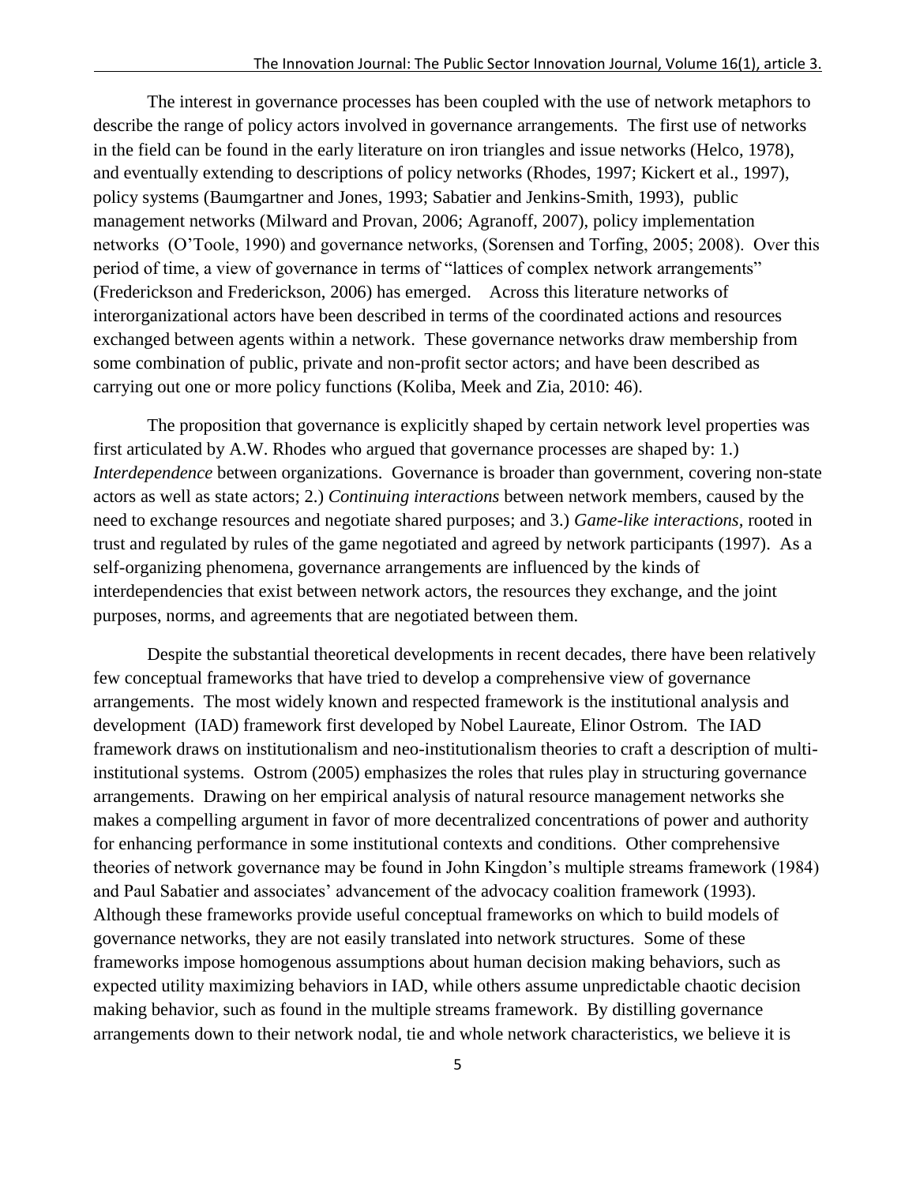The interest in governance processes has been coupled with the use of network metaphors to describe the range of policy actors involved in governance arrangements. The first use of networks in the field can be found in the early literature on iron triangles and issue networks (Helco, 1978), and eventually extending to descriptions of policy networks (Rhodes, 1997; Kickert et al., 1997), policy systems (Baumgartner and Jones, 1993; Sabatier and Jenkins-Smith, 1993), public management networks (Milward and Provan, 2006; Agranoff, 2007), policy implementation networks (O'Toole, 1990) and governance networks, (Sorensen and Torfing, 2005; 2008). Over this period of time, a view of governance in terms of "lattices of complex network arrangements" (Frederickson and Frederickson, 2006) has emerged. Across this literature networks of interorganizational actors have been described in terms of the coordinated actions and resources exchanged between agents within a network. These governance networks draw membership from some combination of public, private and non-profit sector actors; and have been described as carrying out one or more policy functions (Koliba, Meek and Zia, 2010: 46).

The proposition that governance is explicitly shaped by certain network level properties was first articulated by A.W. Rhodes who argued that governance processes are shaped by: 1.) *Interdependence* between organizations. Governance is broader than government, covering non-state actors as well as state actors; 2.) *Continuing interactions* between network members, caused by the need to exchange resources and negotiate shared purposes; and 3.) *Game-like interactions*, rooted in trust and regulated by rules of the game negotiated and agreed by network participants (1997). As a self-organizing phenomena, governance arrangements are influenced by the kinds of interdependencies that exist between network actors, the resources they exchange, and the joint purposes, norms, and agreements that are negotiated between them.

Despite the substantial theoretical developments in recent decades, there have been relatively few conceptual frameworks that have tried to develop a comprehensive view of governance arrangements. The most widely known and respected framework is the institutional analysis and development (IAD) framework first developed by Nobel Laureate, Elinor Ostrom. The IAD framework draws on institutionalism and neo-institutionalism theories to craft a description of multi-institutional systems. Ostrom (2005) emphasizes the roles that rules play in structuring governance arrangements. Drawing on her empirical analysis of natural resource management networks she makes a compelling argument in favor of more decentralized concentrations of power and authority for enhancing performance in some institutional contexts and conditions. Other comprehensive theories of network governance may be found in John Kingdon's multiple streams framework (1984) and Paul Sabatier and associates' advancement of the advocacy coalition framework (1993). Although these frameworks provide useful conceptual frameworks on which to build models of governance networks, they are not easily translated into network structures. Some of these frameworks impose homogenous assumptions about human decision making behaviors, such as expected utility maximizing behaviors in IAD, while others assume unpredictable chaotic decision making behavior, such as found in the multiple streams framework. By distilling governance arrangements down to their network nodal, tie and whole network characteristics, we believe it is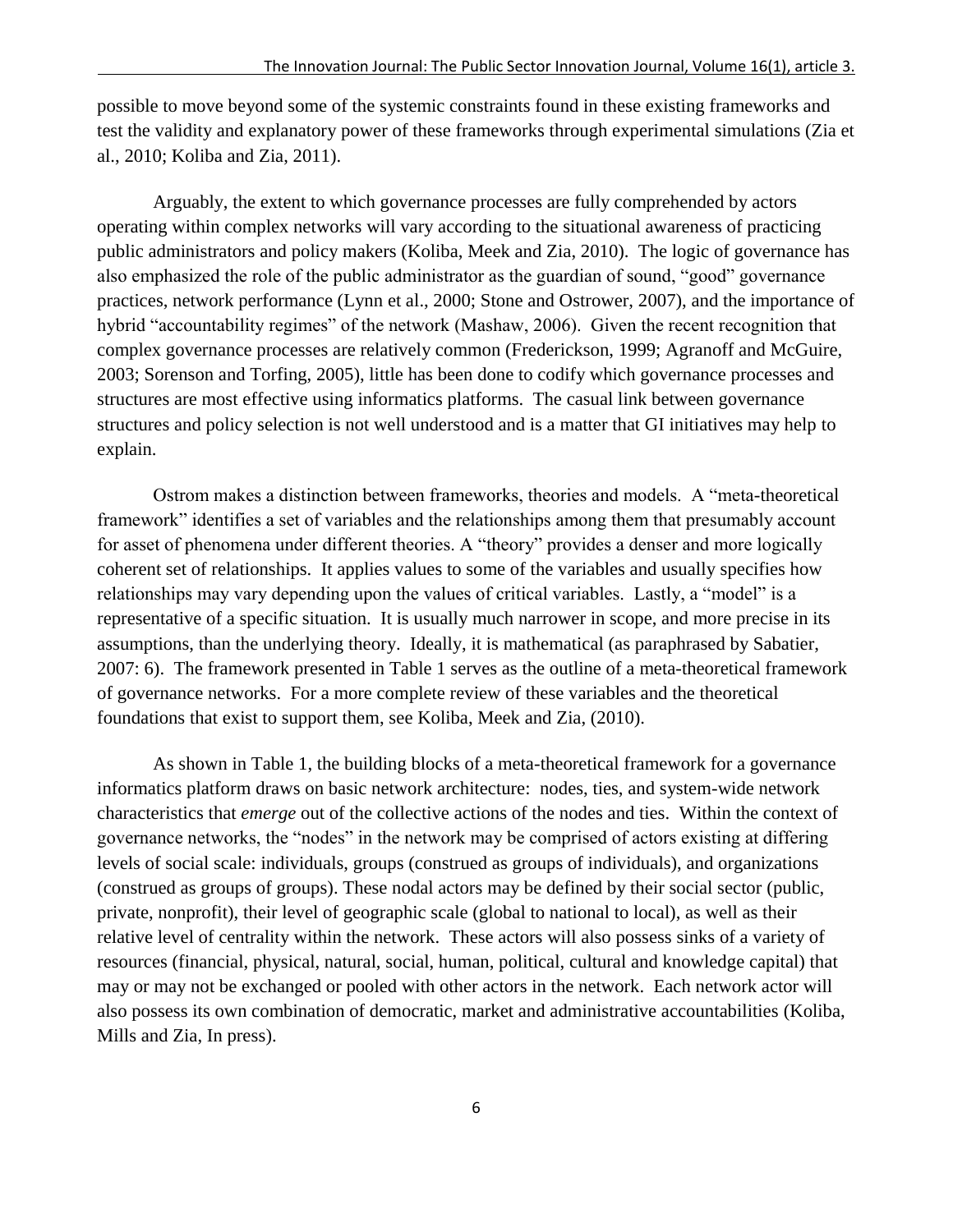possible to move beyond some of the systemic constraints found in these existing frameworks and test the validity and explanatory power of these frameworks through experimental simulations (Zia et al., 2010; Koliba and Zia, 2011).

Arguably, the extent to which governance processes are fully comprehended by actors operating within complex networks will vary according to the situational awareness of practicing public administrators and policy makers (Koliba, Meek and Zia, 2010). The logic of governance has also emphasized the role of the public administrator as the guardian of sound, "good" governance practices, network performance (Lynn et al., 2000; Stone and Ostrower, 2007), and the importance of hybrid "accountability regimes" of the network (Mashaw, 2006). Given the recent recognition that complex governance processes are relatively common (Frederickson, 1999; Agranoff and McGuire, 2003; Sorenson and Torfing, 2005), little has been done to codify which governance processes and structures are most effective using informatics platforms. The casual link between governance structures and policy selection is not well understood and is a matter that GI initiatives may help to explain.

Ostrom makes a distinction between frameworks, theories and models. A "meta-theoretical framework" identifies a set of variables and the relationships among them that presumably account for asset of phenomena under different theories. A "theory" provides a denser and more logically coherent set of relationships. It applies values to some of the variables and usually specifies how relationships may vary depending upon the values of critical variables. Lastly, a "model" is a representative of a specific situation. It is usually much narrower in scope, and more precise in its assumptions, than the underlying theory. Ideally, it is mathematical (as paraphrased by Sabatier, 2007: 6). The framework presented in Table 1 serves as the outline of a meta-theoretical framework of governance networks. For a more complete review of these variables and the theoretical foundations that exist to support them, see Koliba, Meek and Zia, (2010).

As shown in Table 1, the building blocks of a meta-theoretical framework for a governance informatics platform draws on basic network architecture: nodes, ties, and system-wide network characteristics that *emerge* out of the collective actions of the nodes and ties. Within the context of governance networks, the "nodes" in the network may be comprised of actors existing at differing levels of social scale: individuals, groups (construed as groups of individuals), and organizations (construed as groups of groups). These nodal actors may be defined by their social sector (public, private, nonprofit), their level of geographic scale (global to national to local), as well as their relative level of centrality within the network. These actors will also possess sinks of a variety of resources (financial, physical, natural, social, human, political, cultural and knowledge capital) that may or may not be exchanged or pooled with other actors in the network. Each network actor will also possess its own combination of democratic, market and administrative accountabilities (Koliba, Mills and Zia, In press).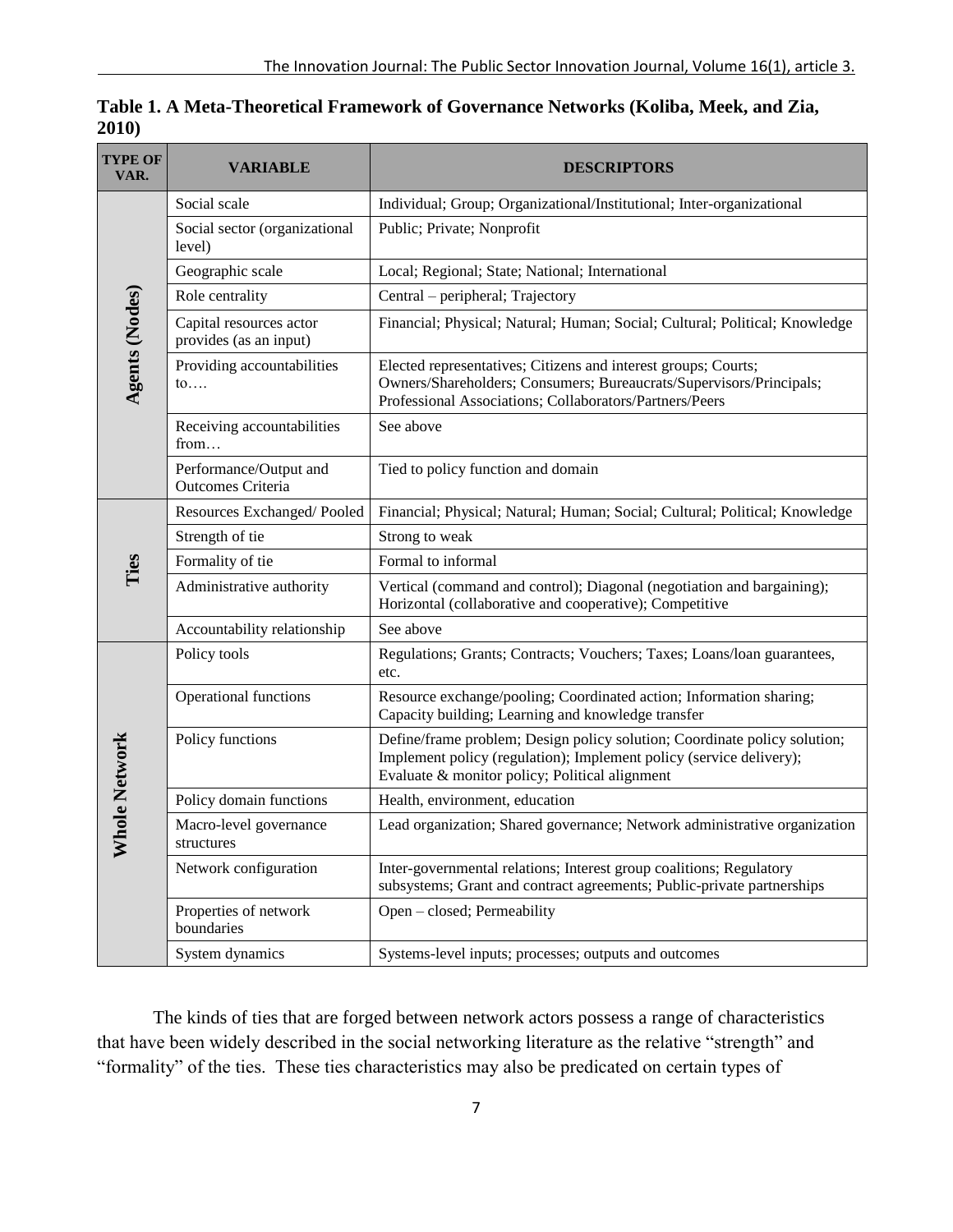**Table 1. A Meta-Theoretical Framework of Governance Networks (Koliba, Meek, and Zia, 2010)**

| TYPE OF VAR. | VARIABLE | DESCRIPTORS |
|---|---|---|
| Agents (Nodes) | Social scale | Individual; Group; Organizational/Institutional; Inter-organizational |
| | Social sector (organizational level) | Public; Private; Nonprofit |
| | Geographic scale | Local; Regional; State; National; International |
| | Role centrality | Central – peripheral; Trajectory |
| | Capital resources actor provides (as an input) | Financial; Physical; Natural; Human; Social; Cultural; Political; Knowledge |
| | Providing accountabilities to…. | Elected representatives; Citizens and interest groups; Courts; Owners/Shareholders; Consumers; Bureaucrats/Supervisors/Principals; Professional Associations; Collaborators/Partners/Peers |
| | Receiving accountabilities from… | See above |
| | Performance/Output and Outcomes Criteria | Tied to policy function and domain |
| Ties | Resources Exchanged/ Pooled | Financial; Physical; Natural; Human; Social; Cultural; Political; Knowledge |
| | Strength of tie | Strong to weak |
| | Formality of tie | Formal to informal |
| | Administrative authority | Vertical (command and control); Diagonal (negotiation and bargaining); Horizontal (collaborative and cooperative); Competitive |
| | Accountability relationship | See above |
| Whole Network | Policy tools | Regulations; Grants; Contracts; Vouchers; Taxes; Loans/loan guarantees, etc. |
| | Operational functions | Resource exchange/pooling; Coordinated action; Information sharing; Capacity building; Learning and knowledge transfer |
| | Policy functions | Define/frame problem; Design policy solution; Coordinate policy solution; Implement policy (regulation); Implement policy (service delivery); Evaluate & monitor policy; Political alignment |
| | Policy domain functions | Health, environment, education |
| | Macro-level governance structures | Lead organization; Shared governance; Network administrative organization |
| | Network configuration | Inter-governmental relations; Interest group coalitions; Regulatory subsystems; Grant and contract agreements; Public-private partnerships |
| | Properties of network boundaries | Open – closed; Permeability |
| | System dynamics | Systems-level inputs; processes; outputs and outcomes |

The kinds of ties that are forged between network actors possess a range of characteristics that have been widely described in the social networking literature as the relative "strength" and "formality" of the ties. These ties characteristics may also be predicated on certain types of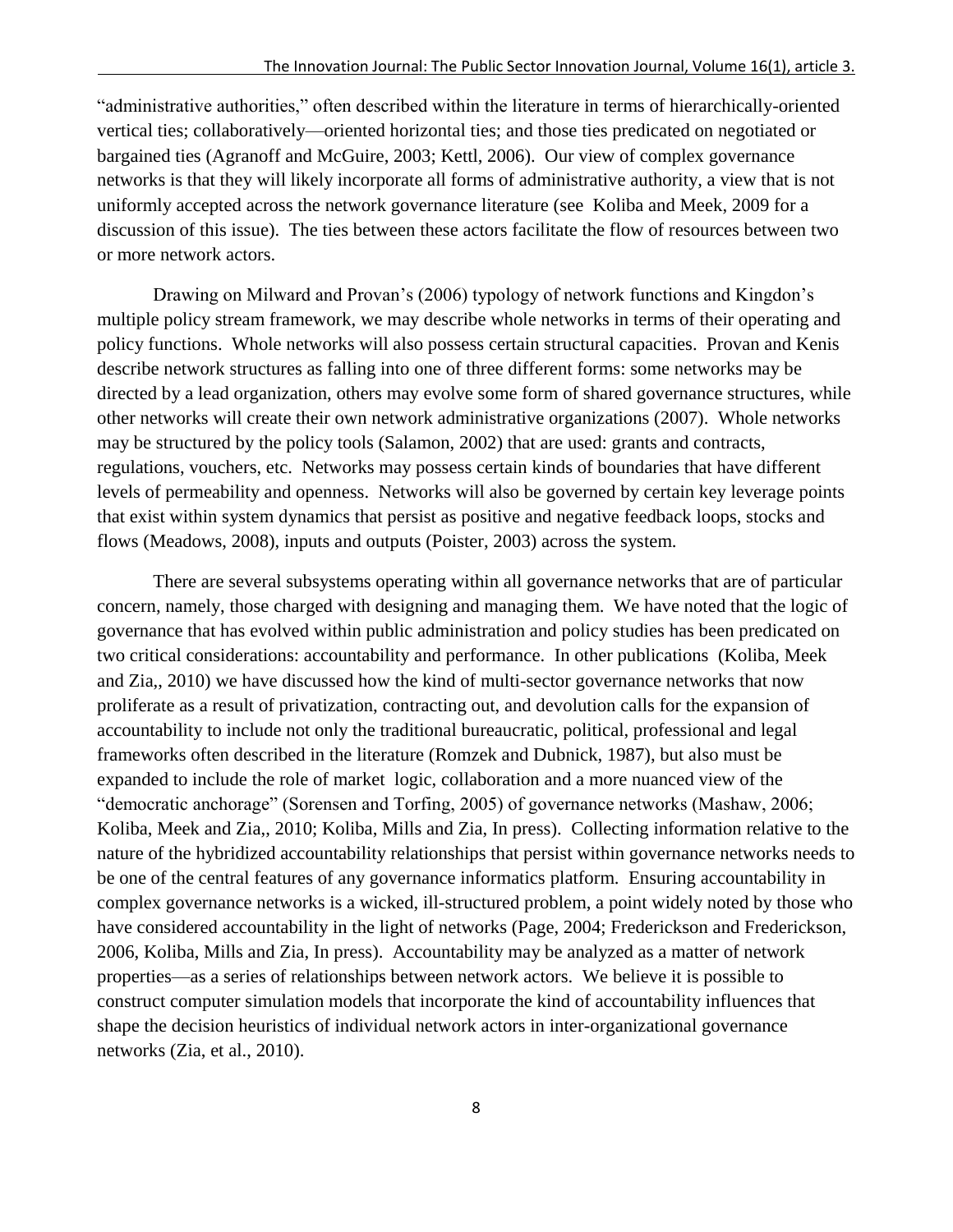"administrative authorities," often described within the literature in terms of hierarchically-oriented vertical ties; collaboratively—oriented horizontal ties; and those ties predicated on negotiated or bargained ties (Agranoff and McGuire, 2003; Kettl, 2006). Our view of complex governance networks is that they will likely incorporate all forms of administrative authority, a view that is not uniformly accepted across the network governance literature (see Koliba and Meek, 2009 for a discussion of this issue). The ties between these actors facilitate the flow of resources between two or more network actors.

Drawing on Milward and Provan's (2006) typology of network functions and Kingdon's multiple policy stream framework, we may describe whole networks in terms of their operating and policy functions. Whole networks will also possess certain structural capacities. Provan and Kenis describe network structures as falling into one of three different forms: some networks may be directed by a lead organization, others may evolve some form of shared governance structures, while other networks will create their own network administrative organizations (2007). Whole networks may be structured by the policy tools (Salamon, 2002) that are used: grants and contracts, regulations, vouchers, etc. Networks may possess certain kinds of boundaries that have different levels of permeability and openness. Networks will also be governed by certain key leverage points that exist within system dynamics that persist as positive and negative feedback loops, stocks and flows (Meadows, 2008), inputs and outputs (Poister, 2003) across the system.

There are several subsystems operating within all governance networks that are of particular concern, namely, those charged with designing and managing them. We have noted that the logic of governance that has evolved within public administration and policy studies has been predicated on two critical considerations: accountability and performance. In other publications (Koliba, Meek and Zia,, 2010) we have discussed how the kind of multi-sector governance networks that now proliferate as a result of privatization, contracting out, and devolution calls for the expansion of accountability to include not only the traditional bureaucratic, political, professional and legal frameworks often described in the literature (Romzek and Dubnick, 1987), but also must be expanded to include the role of market logic, collaboration and a more nuanced view of the "democratic anchorage" (Sorensen and Torfing, 2005) of governance networks (Mashaw, 2006; Koliba, Meek and Zia,, 2010; Koliba, Mills and Zia, In press). Collecting information relative to the nature of the hybridized accountability relationships that persist within governance networks needs to be one of the central features of any governance informatics platform. Ensuring accountability in complex governance networks is a wicked, ill-structured problem, a point widely noted by those who have considered accountability in the light of networks (Page, 2004; Frederickson and Frederickson, 2006, Koliba, Mills and Zia, In press). Accountability may be analyzed as a matter of network properties—as a series of relationships between network actors. We believe it is possible to construct computer simulation models that incorporate the kind of accountability influences that shape the decision heuristics of individual network actors in inter-organizational governance networks (Zia, et al., 2010).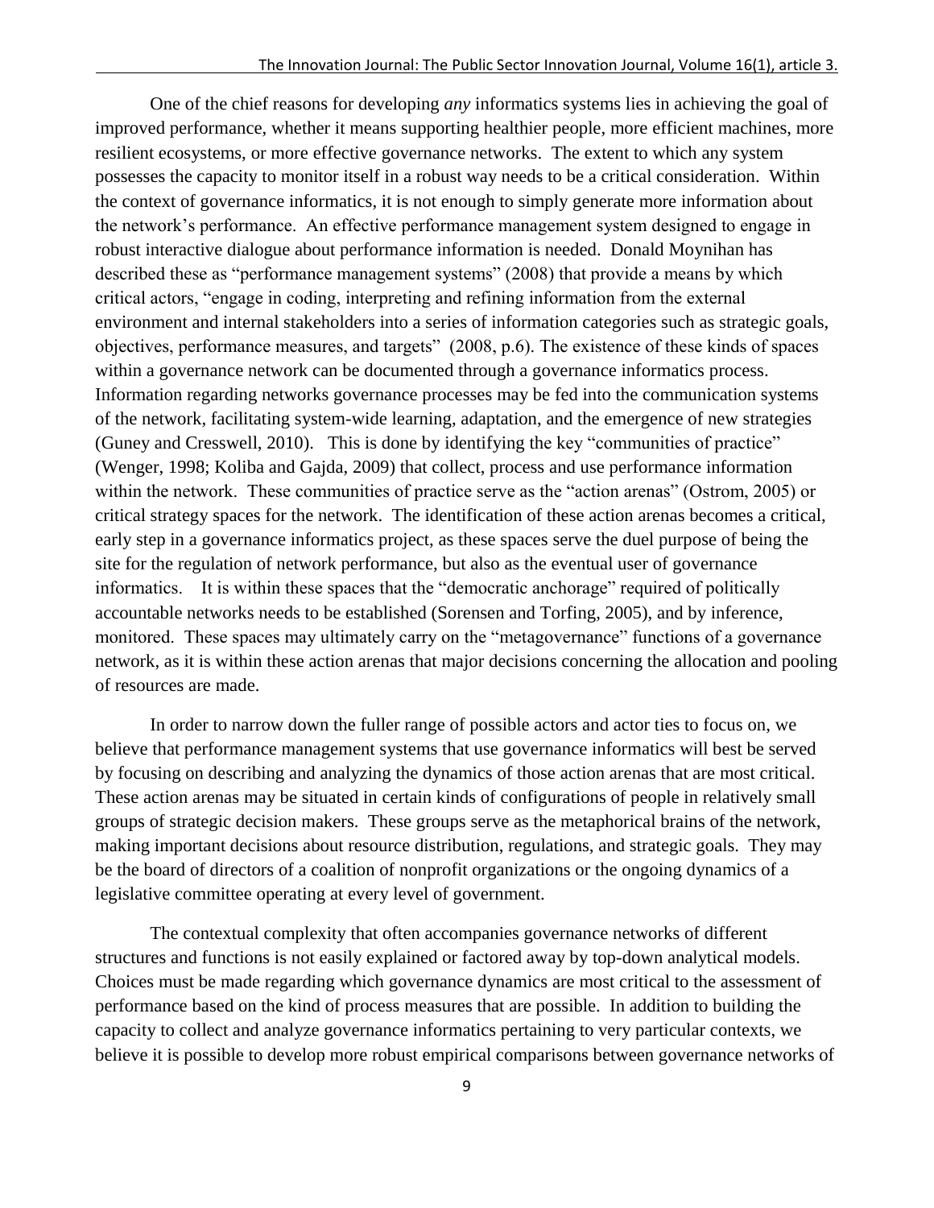One of the chief reasons for developing *any* informatics systems lies in achieving the goal of improved performance, whether it means supporting healthier people, more efficient machines, more resilient ecosystems, or more effective governance networks. The extent to which any system possesses the capacity to monitor itself in a robust way needs to be a critical consideration. Within the context of governance informatics, it is not enough to simply generate more information about the network's performance. An effective performance management system designed to engage in robust interactive dialogue about performance information is needed. Donald Moynihan has described these as "performance management systems" (2008) that provide a means by which critical actors, "engage in coding, interpreting and refining information from the external environment and internal stakeholders into a series of information categories such as strategic goals, objectives, performance measures, and targets" (2008, p.6). The existence of these kinds of spaces within a governance network can be documented through a governance informatics process. Information regarding networks governance processes may be fed into the communication systems of the network, facilitating system-wide learning, adaptation, and the emergence of new strategies (Guney and Cresswell, 2010). This is done by identifying the key "communities of practice" (Wenger, 1998; Koliba and Gajda, 2009) that collect, process and use performance information within the network. These communities of practice serve as the "action arenas" (Ostrom, 2005) or critical strategy spaces for the network. The identification of these action arenas becomes a critical, early step in a governance informatics project, as these spaces serve the duel purpose of being the site for the regulation of network performance, but also as the eventual user of governance informatics. It is within these spaces that the "democratic anchorage" required of politically accountable networks needs to be established (Sorensen and Torfing, 2005), and by inference, monitored. These spaces may ultimately carry on the "metagovernance" functions of a governance network, as it is within these action arenas that major decisions concerning the allocation and pooling of resources are made.

In order to narrow down the fuller range of possible actors and actor ties to focus on, we believe that performance management systems that use governance informatics will best be served by focusing on describing and analyzing the dynamics of those action arenas that are most critical. These action arenas may be situated in certain kinds of configurations of people in relatively small groups of strategic decision makers. These groups serve as the metaphorical brains of the network, making important decisions about resource distribution, regulations, and strategic goals. They may be the board of directors of a coalition of nonprofit organizations or the ongoing dynamics of a legislative committee operating at every level of government.

The contextual complexity that often accompanies governance networks of different structures and functions is not easily explained or factored away by top-down analytical models. Choices must be made regarding which governance dynamics are most critical to the assessment of performance based on the kind of process measures that are possible. In addition to building the capacity to collect and analyze governance informatics pertaining to very particular contexts, we believe it is possible to develop more robust empirical comparisons between governance networks of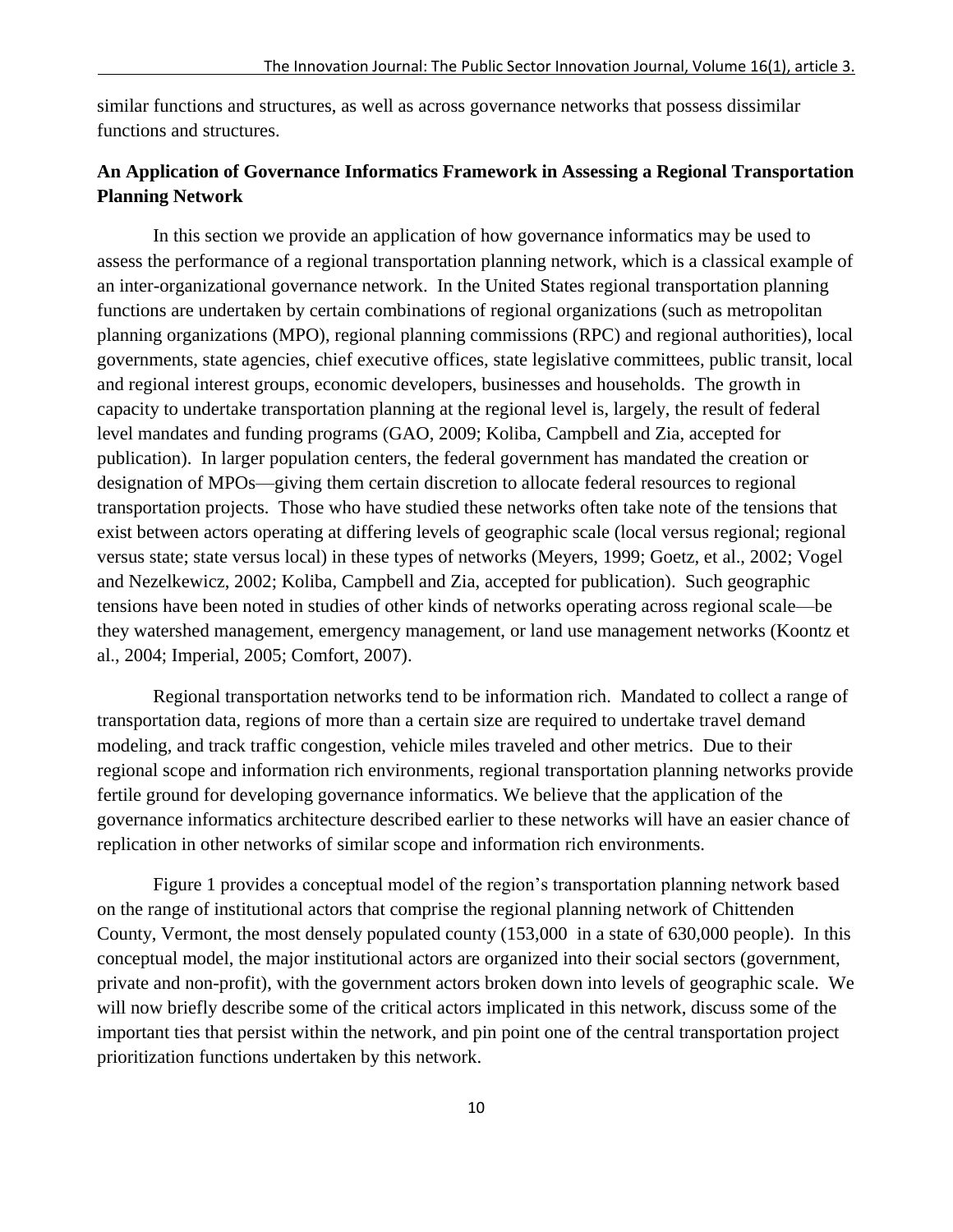similar functions and structures, as well as across governance networks that possess dissimilar functions and structures.

## An Application of Governance Informatics Framework in Assessing a Regional Transportation Planning Network

In this section we provide an application of how governance informatics may be used to assess the performance of a regional transportation planning network, which is a classical example of an inter-organizational governance network. In the United States regional transportation planning functions are undertaken by certain combinations of regional organizations (such as metropolitan planning organizations (MPO), regional planning commissions (RPC) and regional authorities), local governments, state agencies, chief executive offices, state legislative committees, public transit, local and regional interest groups, economic developers, businesses and households. The growth in capacity to undertake transportation planning at the regional level is, largely, the result of federal level mandates and funding programs (GAO, 2009; Koliba, Campbell and Zia, accepted for publication). In larger population centers, the federal government has mandated the creation or designation of MPOs—giving them certain discretion to allocate federal resources to regional transportation projects. Those who have studied these networks often take note of the tensions that exist between actors operating at differing levels of geographic scale (local versus regional; regional versus state; state versus local) in these types of networks (Meyers, 1999; Goetz, et al., 2002; Vogel and Nezelkewicz, 2002; Koliba, Campbell and Zia, accepted for publication). Such geographic tensions have been noted in studies of other kinds of networks operating across regional scale—be they watershed management, emergency management, or land use management networks (Koontz et al., 2004; Imperial, 2005; Comfort, 2007).

Regional transportation networks tend to be information rich. Mandated to collect a range of transportation data, regions of more than a certain size are required to undertake travel demand modeling, and track traffic congestion, vehicle miles traveled and other metrics. Due to their regional scope and information rich environments, regional transportation planning networks provide fertile ground for developing governance informatics. We believe that the application of the governance informatics architecture described earlier to these networks will have an easier chance of replication in other networks of similar scope and information rich environments.

Figure 1 provides a conceptual model of the region's transportation planning network based on the range of institutional actors that comprise the regional planning network of Chittenden County, Vermont, the most densely populated county (153,000 in a state of 630,000 people). In this conceptual model, the major institutional actors are organized into their social sectors (government, private and non-profit), with the government actors broken down into levels of geographic scale. We will now briefly describe some of the critical actors implicated in this network, discuss some of the important ties that persist within the network, and pin point one of the central transportation project prioritization functions undertaken by this network.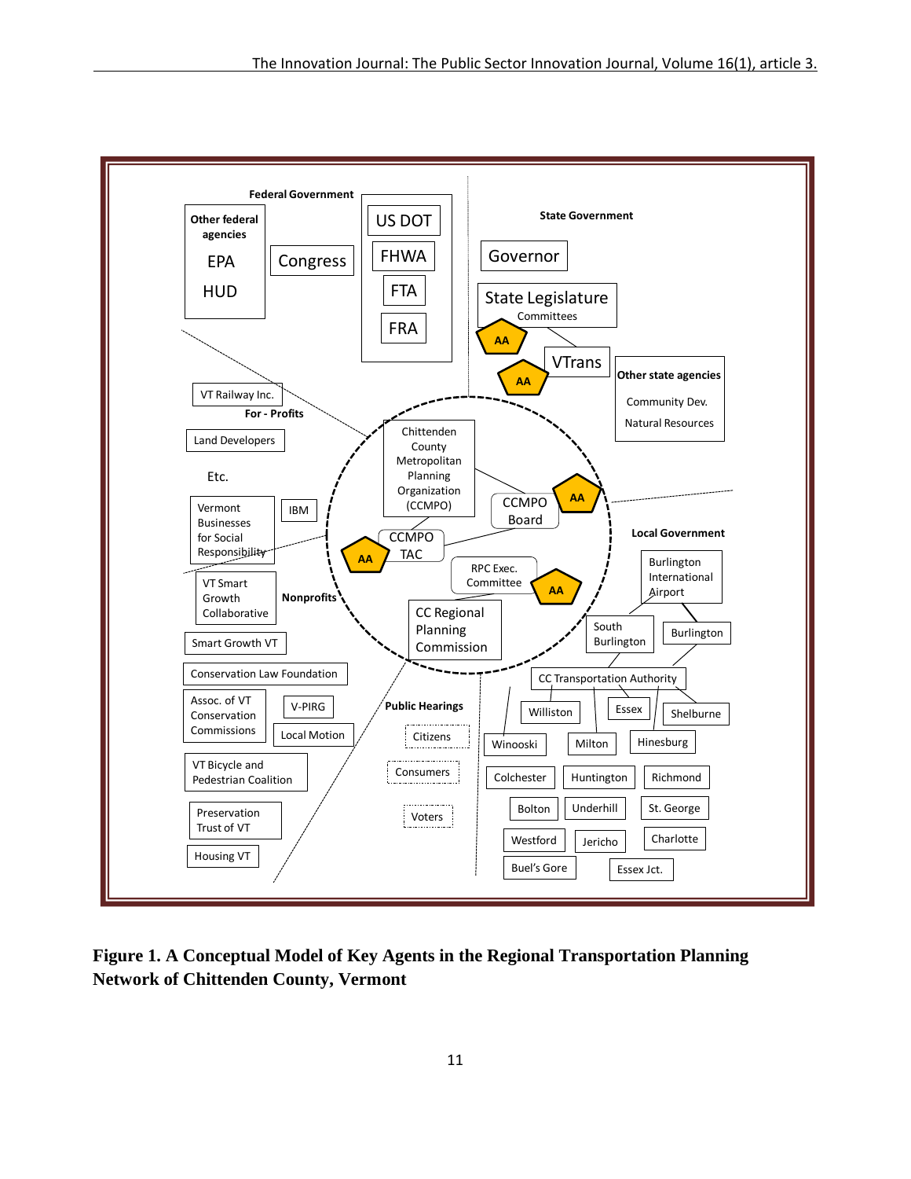**Federal Government**

- Other federal agencies
  - EPA
  - HUD
- Congress
- US DOT
  - FHWA
  - FTA
  - FRA

**State Government**

- Governor
- State Legislature
  - Committees
- VTrans
- Other state agencies
  - Community Dev.
  - Natural Resources

**For - Profits**

- VT Railway Inc.
- Land Developers
- Etc.
- Vermont Businesses for Social Responsibility
- IBM

**Nonprofits**

- VT Smart Growth Collaborative
- Smart Growth VT
- Conservation Law Foundation
- Assoc. of VT Conservation Commissions
- V-PIRG
- Local Motion
- VT Bicycle and Pedestrian Coalition
- Preservation Trust of VT
- Housing VT

**Chittenden County Metropolitan Planning Organization (CCMPO)**

- CCMPO Board (AA)
- CCMPO TAC (AA)
- RPC Exec. Committee (AA)
- CC Regional Planning Commission

**Public Hearings**

- Citizens
- Consumers
- Voters

**Local Government**

- Burlington International Airport
- South Burlington
- Burlington
- CC Transportation Authority
- Williston
- Essex
- Shelburne
- Winooski
- Milton
- Hinesburg
- Colchester
- Huntington
- Richmond
- Bolton
- Underhill
- St. George
- Westford
- Jericho
- Charlotte
- Buel's Gore
- Essex Jct.

**Figure 1. A Conceptual Model of Key Agents in the Regional Transportation Planning Network of Chittenden County, Vermont**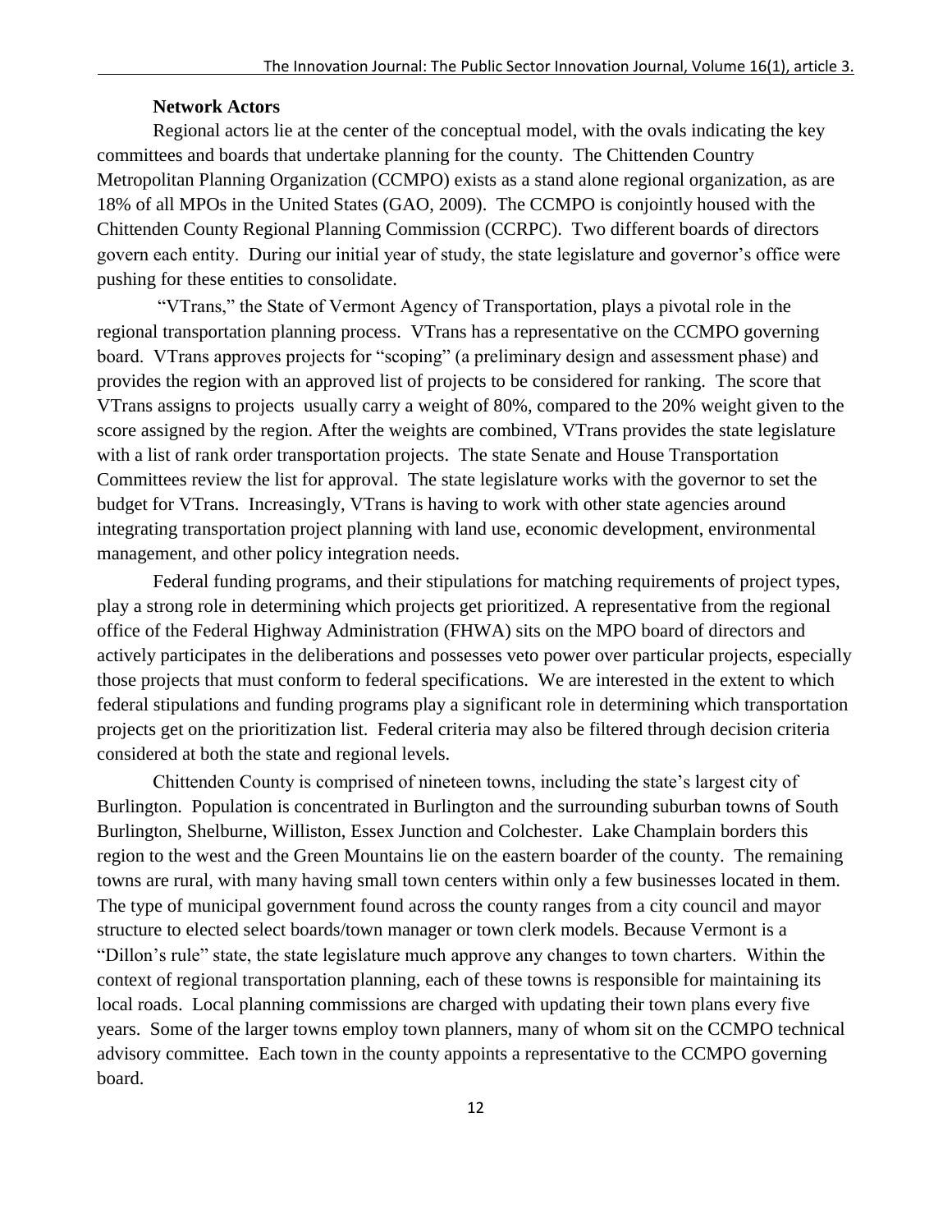### Network Actors

Regional actors lie at the center of the conceptual model, with the ovals indicating the key committees and boards that undertake planning for the county. The Chittenden Country Metropolitan Planning Organization (CCMPO) exists as a stand alone regional organization, as are 18% of all MPOs in the United States (GAO, 2009). The CCMPO is conjointly housed with the Chittenden County Regional Planning Commission (CCRPC). Two different boards of directors govern each entity. During our initial year of study, the state legislature and governor's office were pushing for these entities to consolidate.

"VTrans," the State of Vermont Agency of Transportation, plays a pivotal role in the regional transportation planning process. VTrans has a representative on the CCMPO governing board. VTrans approves projects for "scoping" (a preliminary design and assessment phase) and provides the region with an approved list of projects to be considered for ranking. The score that VTrans assigns to projects usually carry a weight of 80%, compared to the 20% weight given to the score assigned by the region. After the weights are combined, VTrans provides the state legislature with a list of rank order transportation projects. The state Senate and House Transportation Committees review the list for approval. The state legislature works with the governor to set the budget for VTrans. Increasingly, VTrans is having to work with other state agencies around integrating transportation project planning with land use, economic development, environmental management, and other policy integration needs.

Federal funding programs, and their stipulations for matching requirements of project types, play a strong role in determining which projects get prioritized. A representative from the regional office of the Federal Highway Administration (FHWA) sits on the MPO board of directors and actively participates in the deliberations and possesses veto power over particular projects, especially those projects that must conform to federal specifications. We are interested in the extent to which federal stipulations and funding programs play a significant role in determining which transportation projects get on the prioritization list. Federal criteria may also be filtered through decision criteria considered at both the state and regional levels.

Chittenden County is comprised of nineteen towns, including the state's largest city of Burlington. Population is concentrated in Burlington and the surrounding suburban towns of South Burlington, Shelburne, Williston, Essex Junction and Colchester. Lake Champlain borders this region to the west and the Green Mountains lie on the eastern boarder of the county. The remaining towns are rural, with many having small town centers within only a few businesses located in them. The type of municipal government found across the county ranges from a city council and mayor structure to elected select boards/town manager or town clerk models. Because Vermont is a "Dillon's rule" state, the state legislature much approve any changes to town charters. Within the context of regional transportation planning, each of these towns is responsible for maintaining its local roads. Local planning commissions are charged with updating their town plans every five years. Some of the larger towns employ town planners, many of whom sit on the CCMPO technical advisory committee. Each town in the county appoints a representative to the CCMPO governing board.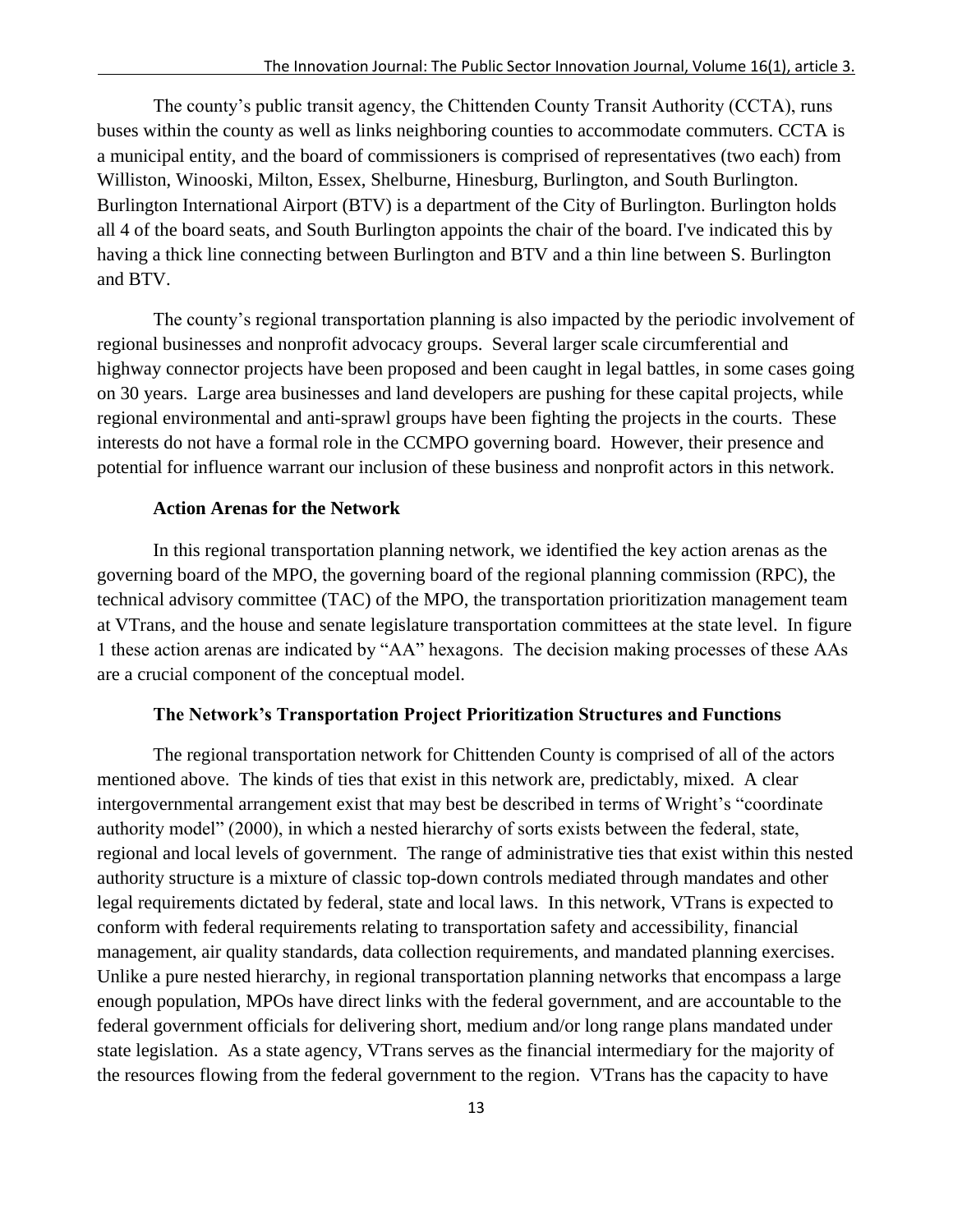The county's public transit agency, the Chittenden County Transit Authority (CCTA), runs buses within the county as well as links neighboring counties to accommodate commuters. CCTA is a municipal entity, and the board of commissioners is comprised of representatives (two each) from Williston, Winooski, Milton, Essex, Shelburne, Hinesburg, Burlington, and South Burlington. Burlington International Airport (BTV) is a department of the City of Burlington. Burlington holds all 4 of the board seats, and South Burlington appoints the chair of the board. I've indicated this by having a thick line connecting between Burlington and BTV and a thin line between S. Burlington and BTV.

The county's regional transportation planning is also impacted by the periodic involvement of regional businesses and nonprofit advocacy groups. Several larger scale circumferential and highway connector projects have been proposed and been caught in legal battles, in some cases going on 30 years. Large area businesses and land developers are pushing for these capital projects, while regional environmental and anti-sprawl groups have been fighting the projects in the courts. These interests do not have a formal role in the CCMPO governing board. However, their presence and potential for influence warrant our inclusion of these business and nonprofit actors in this network.

### Action Arenas for the Network

In this regional transportation planning network, we identified the key action arenas as the governing board of the MPO, the governing board of the regional planning commission (RPC), the technical advisory committee (TAC) of the MPO, the transportation prioritization management team at VTrans, and the house and senate legislature transportation committees at the state level. In figure 1 these action arenas are indicated by "AA" hexagons. The decision making processes of these AAs are a crucial component of the conceptual model.

### The Network's Transportation Project Prioritization Structures and Functions

The regional transportation network for Chittenden County is comprised of all of the actors mentioned above. The kinds of ties that exist in this network are, predictably, mixed. A clear intergovernmental arrangement exist that may best be described in terms of Wright's "coordinate authority model" (2000), in which a nested hierarchy of sorts exists between the federal, state, regional and local levels of government. The range of administrative ties that exist within this nested authority structure is a mixture of classic top-down controls mediated through mandates and other legal requirements dictated by federal, state and local laws. In this network, VTrans is expected to conform with federal requirements relating to transportation safety and accessibility, financial management, air quality standards, data collection requirements, and mandated planning exercises. Unlike a pure nested hierarchy, in regional transportation planning networks that encompass a large enough population, MPOs have direct links with the federal government, and are accountable to the federal government officials for delivering short, medium and/or long range plans mandated under state legislation. As a state agency, VTrans serves as the financial intermediary for the majority of the resources flowing from the federal government to the region. VTrans has the capacity to have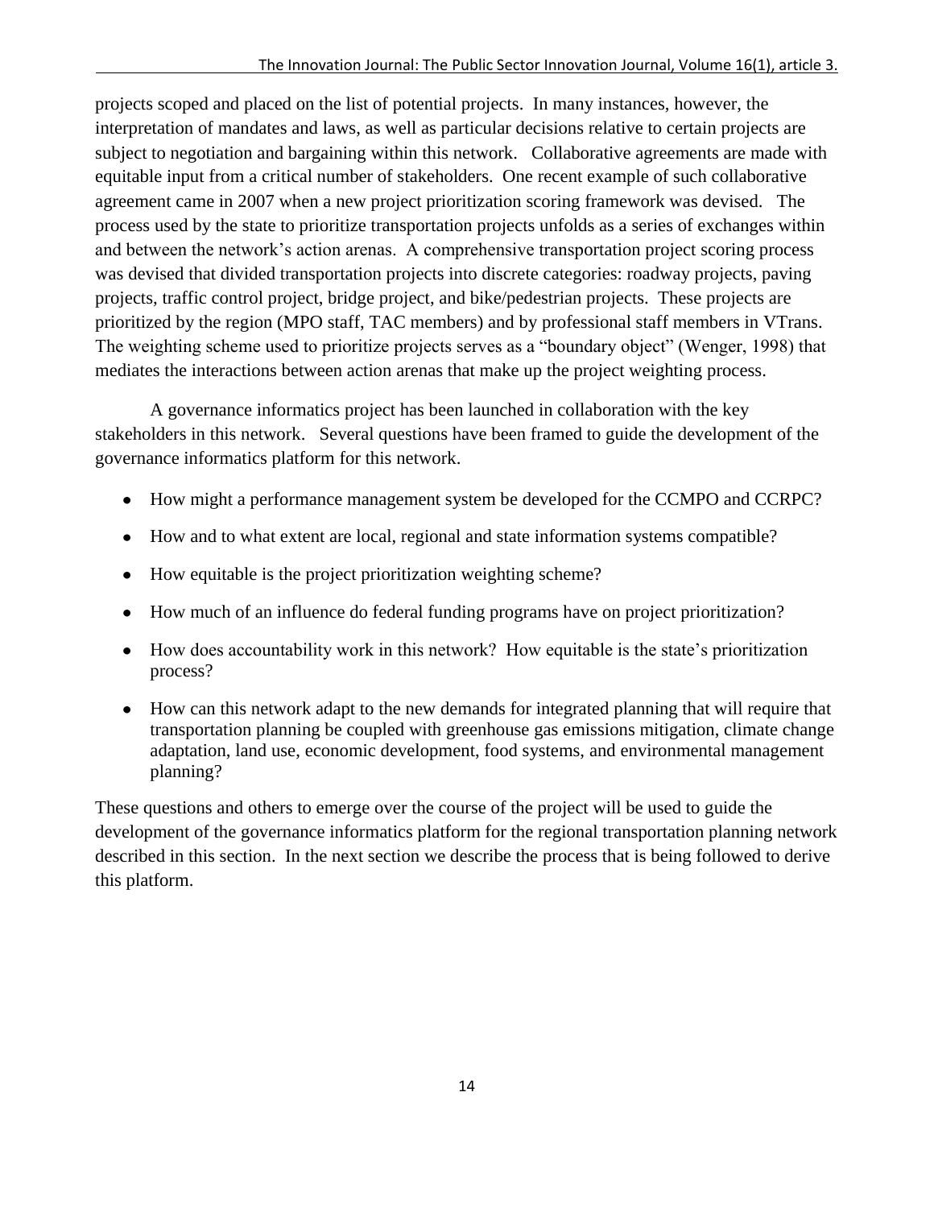projects scoped and placed on the list of potential projects. In many instances, however, the interpretation of mandates and laws, as well as particular decisions relative to certain projects are subject to negotiation and bargaining within this network. Collaborative agreements are made with equitable input from a critical number of stakeholders. One recent example of such collaborative agreement came in 2007 when a new project prioritization scoring framework was devised. The process used by the state to prioritize transportation projects unfolds as a series of exchanges within and between the network's action arenas. A comprehensive transportation project scoring process was devised that divided transportation projects into discrete categories: roadway projects, paving projects, traffic control project, bridge project, and bike/pedestrian projects. These projects are prioritized by the region (MPO staff, TAC members) and by professional staff members in VTrans. The weighting scheme used to prioritize projects serves as a "boundary object" (Wenger, 1998) that mediates the interactions between action arenas that make up the project weighting process.

A governance informatics project has been launched in collaboration with the key stakeholders in this network. Several questions have been framed to guide the development of the governance informatics platform for this network.

- How might a performance management system be developed for the CCMPO and CCRPC?
- How and to what extent are local, regional and state information systems compatible?
- How equitable is the project prioritization weighting scheme?
- How much of an influence do federal funding programs have on project prioritization?
- How does accountability work in this network? How equitable is the state's prioritization process?
- How can this network adapt to the new demands for integrated planning that will require that transportation planning be coupled with greenhouse gas emissions mitigation, climate change adaptation, land use, economic development, food systems, and environmental management planning?

These questions and others to emerge over the course of the project will be used to guide the development of the governance informatics platform for the regional transportation planning network described in this section. In the next section we describe the process that is being followed to derive this platform.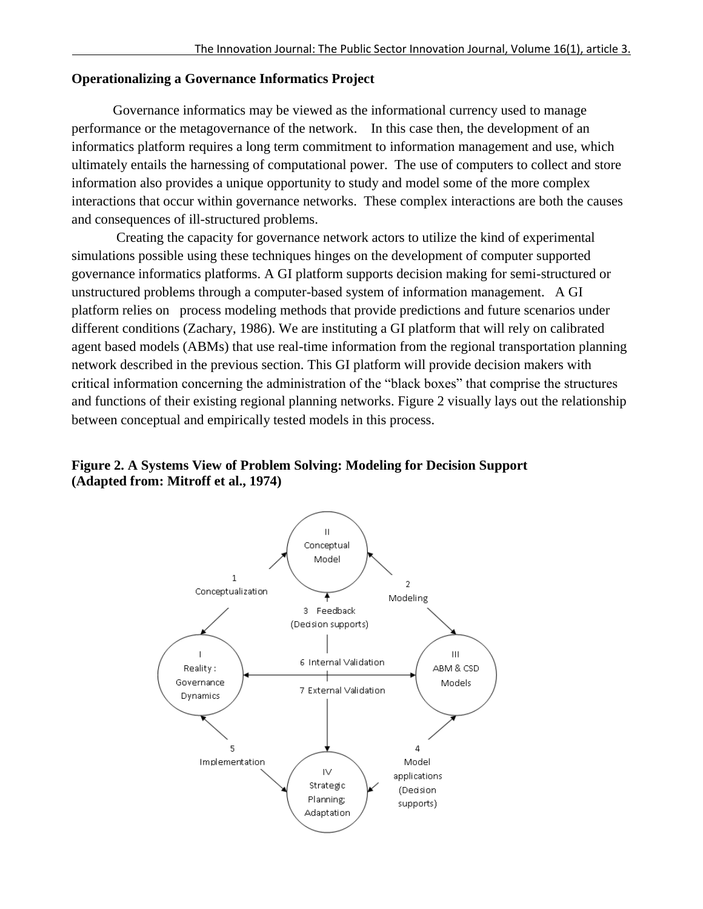**Operationalizing a Governance Informatics Project**

Governance informatics may be viewed as the informational currency used to manage performance or the metagovernance of the network. In this case then, the development of an informatics platform requires a long term commitment to information management and use, which ultimately entails the harnessing of computational power. The use of computers to collect and store information also provides a unique opportunity to study and model some of the more complex interactions that occur within governance networks. These complex interactions are both the causes and consequences of ill-structured problems.

Creating the capacity for governance network actors to utilize the kind of experimental simulations possible using these techniques hinges on the development of computer supported governance informatics platforms. A GI platform supports decision making for semi-structured or unstructured problems through a computer-based system of information management. A GI platform relies on process modeling methods that provide predictions and future scenarios under different conditions (Zachary, 1986). We are instituting a GI platform that will rely on calibrated agent based models (ABMs) that use real-time information from the regional transportation planning network described in the previous section. This GI platform will provide decision makers with critical information concerning the administration of the "black boxes" that comprise the structures and functions of their existing regional planning networks. Figure 2 visually lays out the relationship between conceptual and empirically tested models in this process.

**Figure 2. A Systems View of Problem Solving: Modeling for Decision Support (Adapted from: Mitroff et al., 1974)**

II Conceptual Model

1 Conceptualization

2 Modeling

3 Feedback (Decision supports)

I Reality : Governance Dynamics

6 Internal Validation

7 External Validation

III ABM & CSD Models

5 Implementation

4 Model applications (Decision supports)

IV Strategic Planning; Adaptation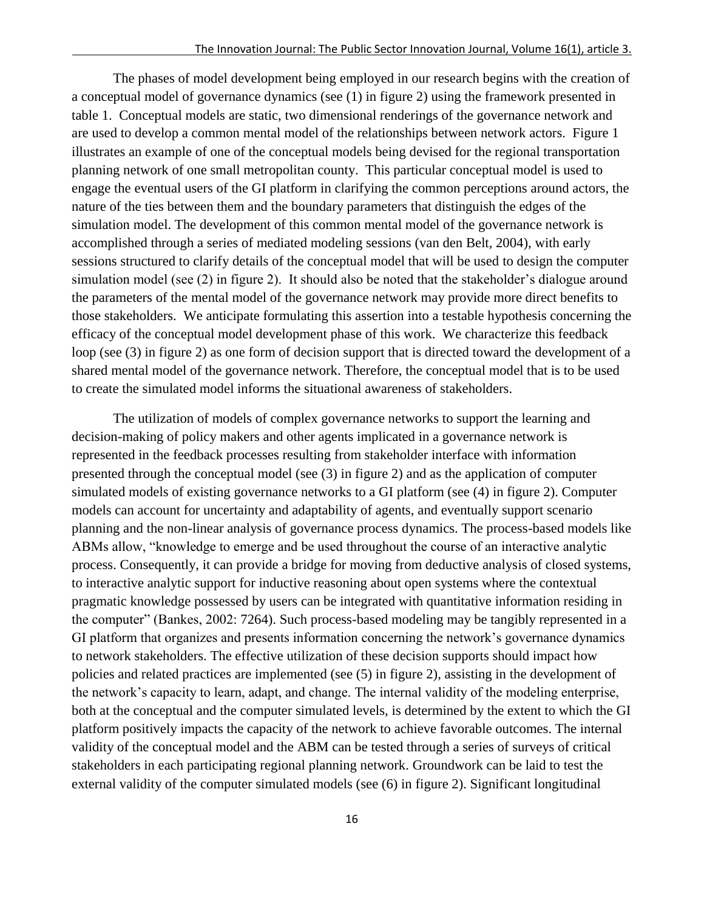The phases of model development being employed in our research begins with the creation of a conceptual model of governance dynamics (see (1) in figure 2) using the framework presented in table 1. Conceptual models are static, two dimensional renderings of the governance network and are used to develop a common mental model of the relationships between network actors. Figure 1 illustrates an example of one of the conceptual models being devised for the regional transportation planning network of one small metropolitan county. This particular conceptual model is used to engage the eventual users of the GI platform in clarifying the common perceptions around actors, the nature of the ties between them and the boundary parameters that distinguish the edges of the simulation model. The development of this common mental model of the governance network is accomplished through a series of mediated modeling sessions (van den Belt, 2004), with early sessions structured to clarify details of the conceptual model that will be used to design the computer simulation model (see (2) in figure 2). It should also be noted that the stakeholder's dialogue around the parameters of the mental model of the governance network may provide more direct benefits to those stakeholders. We anticipate formulating this assertion into a testable hypothesis concerning the efficacy of the conceptual model development phase of this work. We characterize this feedback loop (see (3) in figure 2) as one form of decision support that is directed toward the development of a shared mental model of the governance network. Therefore, the conceptual model that is to be used to create the simulated model informs the situational awareness of stakeholders.

The utilization of models of complex governance networks to support the learning and decision-making of policy makers and other agents implicated in a governance network is represented in the feedback processes resulting from stakeholder interface with information presented through the conceptual model (see (3) in figure 2) and as the application of computer simulated models of existing governance networks to a GI platform (see (4) in figure 2). Computer models can account for uncertainty and adaptability of agents, and eventually support scenario planning and the non-linear analysis of governance process dynamics. The process-based models like ABMs allow, "knowledge to emerge and be used throughout the course of an interactive analytic process. Consequently, it can provide a bridge for moving from deductive analysis of closed systems, to interactive analytic support for inductive reasoning about open systems where the contextual pragmatic knowledge possessed by users can be integrated with quantitative information residing in the computer" (Bankes, 2002: 7264). Such process-based modeling may be tangibly represented in a GI platform that organizes and presents information concerning the network's governance dynamics to network stakeholders. The effective utilization of these decision supports should impact how policies and related practices are implemented (see (5) in figure 2), assisting in the development of the network's capacity to learn, adapt, and change. The internal validity of the modeling enterprise, both at the conceptual and the computer simulated levels, is determined by the extent to which the GI platform positively impacts the capacity of the network to achieve favorable outcomes. The internal validity of the conceptual model and the ABM can be tested through a series of surveys of critical stakeholders in each participating regional planning network. Groundwork can be laid to test the external validity of the computer simulated models (see (6) in figure 2). Significant longitudinal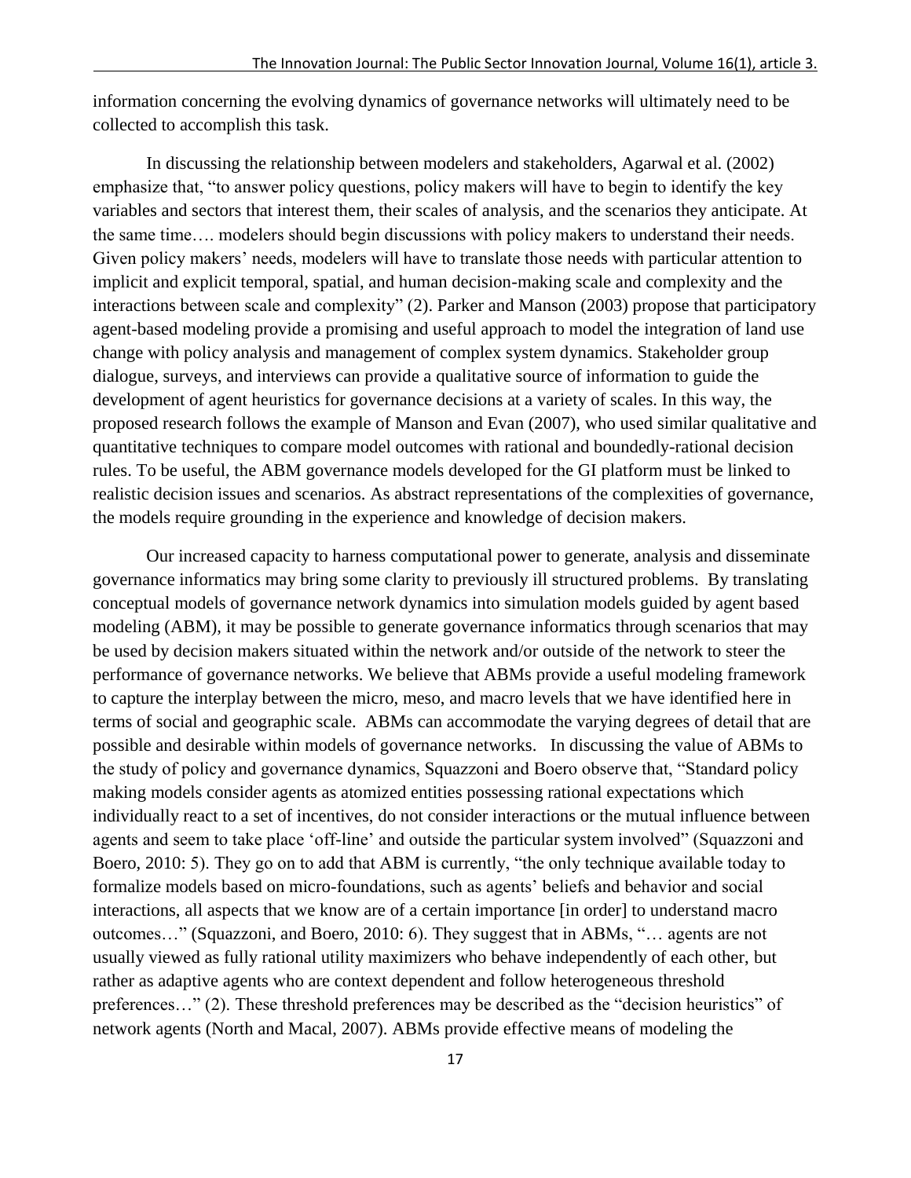information concerning the evolving dynamics of governance networks will ultimately need to be collected to accomplish this task.

In discussing the relationship between modelers and stakeholders, Agarwal et al. (2002) emphasize that, "to answer policy questions, policy makers will have to begin to identify the key variables and sectors that interest them, their scales of analysis, and the scenarios they anticipate. At the same time…. modelers should begin discussions with policy makers to understand their needs. Given policy makers' needs, modelers will have to translate those needs with particular attention to implicit and explicit temporal, spatial, and human decision-making scale and complexity and the interactions between scale and complexity" (2). Parker and Manson (2003) propose that participatory agent-based modeling provide a promising and useful approach to model the integration of land use change with policy analysis and management of complex system dynamics. Stakeholder group dialogue, surveys, and interviews can provide a qualitative source of information to guide the development of agent heuristics for governance decisions at a variety of scales. In this way, the proposed research follows the example of Manson and Evan (2007), who used similar qualitative and quantitative techniques to compare model outcomes with rational and boundedly-rational decision rules. To be useful, the ABM governance models developed for the GI platform must be linked to realistic decision issues and scenarios. As abstract representations of the complexities of governance, the models require grounding in the experience and knowledge of decision makers.

Our increased capacity to harness computational power to generate, analysis and disseminate governance informatics may bring some clarity to previously ill structured problems. By translating conceptual models of governance network dynamics into simulation models guided by agent based modeling (ABM), it may be possible to generate governance informatics through scenarios that may be used by decision makers situated within the network and/or outside of the network to steer the performance of governance networks. We believe that ABMs provide a useful modeling framework to capture the interplay between the micro, meso, and macro levels that we have identified here in terms of social and geographic scale. ABMs can accommodate the varying degrees of detail that are possible and desirable within models of governance networks. In discussing the value of ABMs to the study of policy and governance dynamics, Squazzoni and Boero observe that, "Standard policy making models consider agents as atomized entities possessing rational expectations which individually react to a set of incentives, do not consider interactions or the mutual influence between agents and seem to take place 'off-line' and outside the particular system involved" (Squazzoni and Boero, 2010: 5). They go on to add that ABM is currently, "the only technique available today to formalize models based on micro-foundations, such as agents' beliefs and behavior and social interactions, all aspects that we know are of a certain importance [in order] to understand macro outcomes…" (Squazzoni, and Boero, 2010: 6). They suggest that in ABMs, "… agents are not usually viewed as fully rational utility maximizers who behave independently of each other, but rather as adaptive agents who are context dependent and follow heterogeneous threshold preferences…" (2). These threshold preferences may be described as the "decision heuristics" of network agents (North and Macal, 2007). ABMs provide effective means of modeling the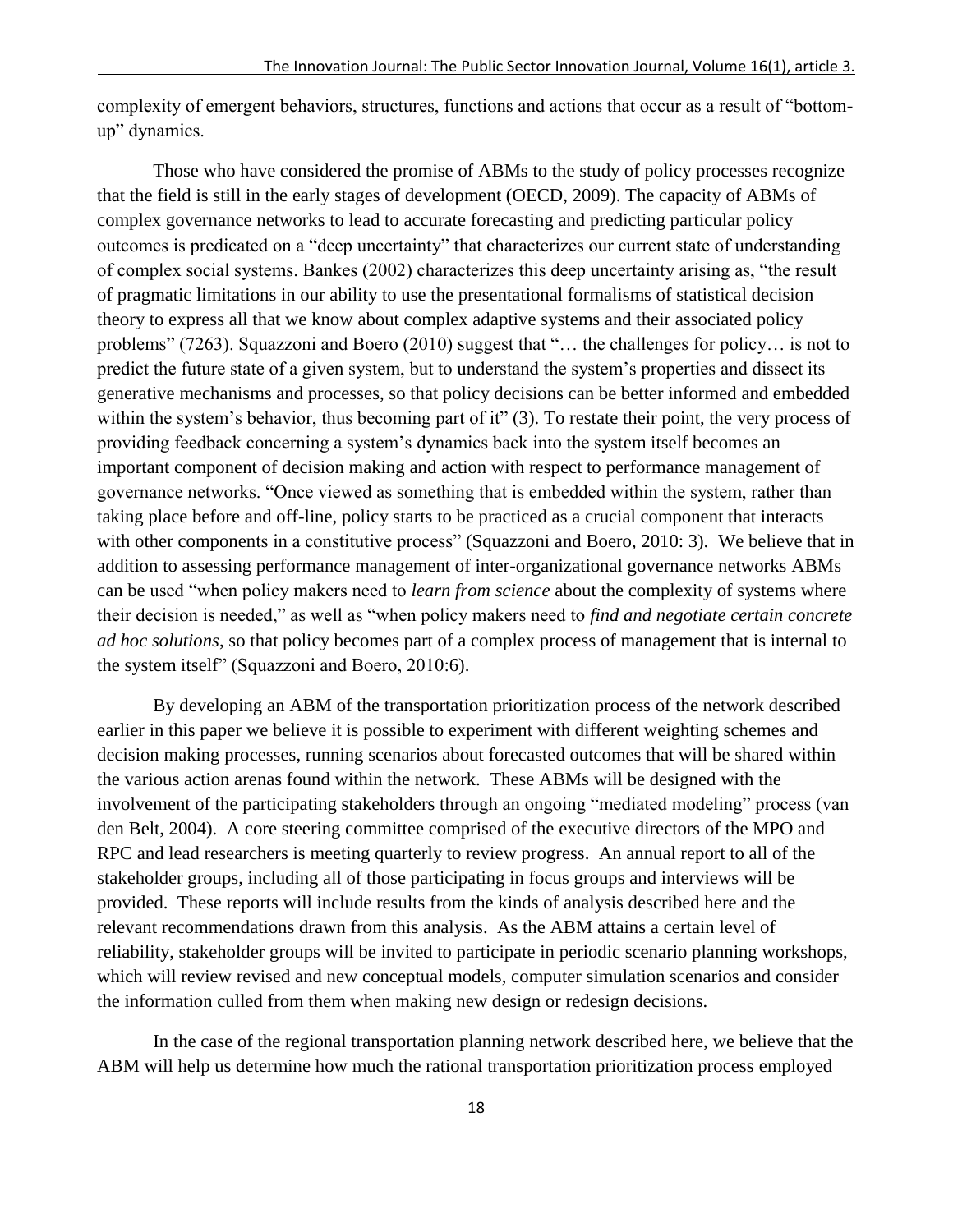complexity of emergent behaviors, structures, functions and actions that occur as a result of "bottom-up" dynamics.

Those who have considered the promise of ABMs to the study of policy processes recognize that the field is still in the early stages of development (OECD, 2009). The capacity of ABMs of complex governance networks to lead to accurate forecasting and predicting particular policy outcomes is predicated on a "deep uncertainty" that characterizes our current state of understanding of complex social systems. Bankes (2002) characterizes this deep uncertainty arising as, "the result of pragmatic limitations in our ability to use the presentational formalisms of statistical decision theory to express all that we know about complex adaptive systems and their associated policy problems" (7263). Squazzoni and Boero (2010) suggest that "… the challenges for policy… is not to predict the future state of a given system, but to understand the system's properties and dissect its generative mechanisms and processes, so that policy decisions can be better informed and embedded within the system's behavior, thus becoming part of it" (3). To restate their point, the very process of providing feedback concerning a system's dynamics back into the system itself becomes an important component of decision making and action with respect to performance management of governance networks. "Once viewed as something that is embedded within the system, rather than taking place before and off-line, policy starts to be practiced as a crucial component that interacts with other components in a constitutive process" (Squazzoni and Boero, 2010: 3). We believe that in addition to assessing performance management of inter-organizational governance networks ABMs can be used "when policy makers need to *learn from science* about the complexity of systems where their decision is needed," as well as "when policy makers need to *find and negotiate certain concrete ad hoc solutions*, so that policy becomes part of a complex process of management that is internal to the system itself" (Squazzoni and Boero, 2010:6).

By developing an ABM of the transportation prioritization process of the network described earlier in this paper we believe it is possible to experiment with different weighting schemes and decision making processes, running scenarios about forecasted outcomes that will be shared within the various action arenas found within the network. These ABMs will be designed with the involvement of the participating stakeholders through an ongoing "mediated modeling" process (van den Belt, 2004). A core steering committee comprised of the executive directors of the MPO and RPC and lead researchers is meeting quarterly to review progress. An annual report to all of the stakeholder groups, including all of those participating in focus groups and interviews will be provided. These reports will include results from the kinds of analysis described here and the relevant recommendations drawn from this analysis. As the ABM attains a certain level of reliability, stakeholder groups will be invited to participate in periodic scenario planning workshops, which will review revised and new conceptual models, computer simulation scenarios and consider the information culled from them when making new design or redesign decisions.

In the case of the regional transportation planning network described here, we believe that the ABM will help us determine how much the rational transportation prioritization process employed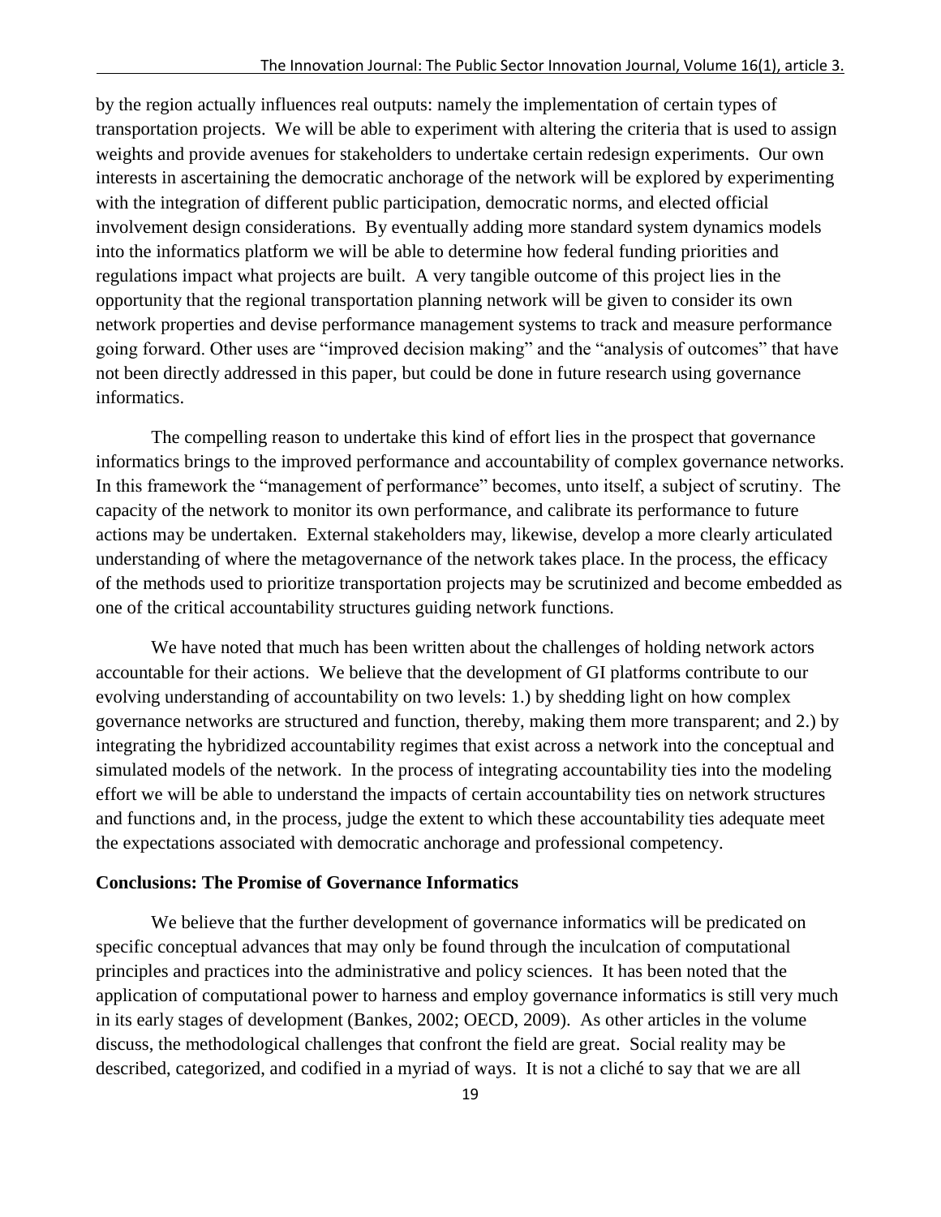by the region actually influences real outputs: namely the implementation of certain types of transportation projects. We will be able to experiment with altering the criteria that is used to assign weights and provide avenues for stakeholders to undertake certain redesign experiments. Our own interests in ascertaining the democratic anchorage of the network will be explored by experimenting with the integration of different public participation, democratic norms, and elected official involvement design considerations. By eventually adding more standard system dynamics models into the informatics platform we will be able to determine how federal funding priorities and regulations impact what projects are built. A very tangible outcome of this project lies in the opportunity that the regional transportation planning network will be given to consider its own network properties and devise performance management systems to track and measure performance going forward. Other uses are "improved decision making" and the "analysis of outcomes" that have not been directly addressed in this paper, but could be done in future research using governance informatics.

The compelling reason to undertake this kind of effort lies in the prospect that governance informatics brings to the improved performance and accountability of complex governance networks. In this framework the "management of performance" becomes, unto itself, a subject of scrutiny. The capacity of the network to monitor its own performance, and calibrate its performance to future actions may be undertaken. External stakeholders may, likewise, develop a more clearly articulated understanding of where the metagovernance of the network takes place. In the process, the efficacy of the methods used to prioritize transportation projects may be scrutinized and become embedded as one of the critical accountability structures guiding network functions.

We have noted that much has been written about the challenges of holding network actors accountable for their actions. We believe that the development of GI platforms contribute to our evolving understanding of accountability on two levels: 1.) by shedding light on how complex governance networks are structured and function, thereby, making them more transparent; and 2.) by integrating the hybridized accountability regimes that exist across a network into the conceptual and simulated models of the network. In the process of integrating accountability ties into the modeling effort we will be able to understand the impacts of certain accountability ties on network structures and functions and, in the process, judge the extent to which these accountability ties adequate meet the expectations associated with democratic anchorage and professional competency.

## Conclusions: The Promise of Governance Informatics

We believe that the further development of governance informatics will be predicated on specific conceptual advances that may only be found through the inculcation of computational principles and practices into the administrative and policy sciences. It has been noted that the application of computational power to harness and employ governance informatics is still very much in its early stages of development (Bankes, 2002; OECD, 2009). As other articles in the volume discuss, the methodological challenges that confront the field are great. Social reality may be described, categorized, and codified in a myriad of ways. It is not a cliché to say that we are all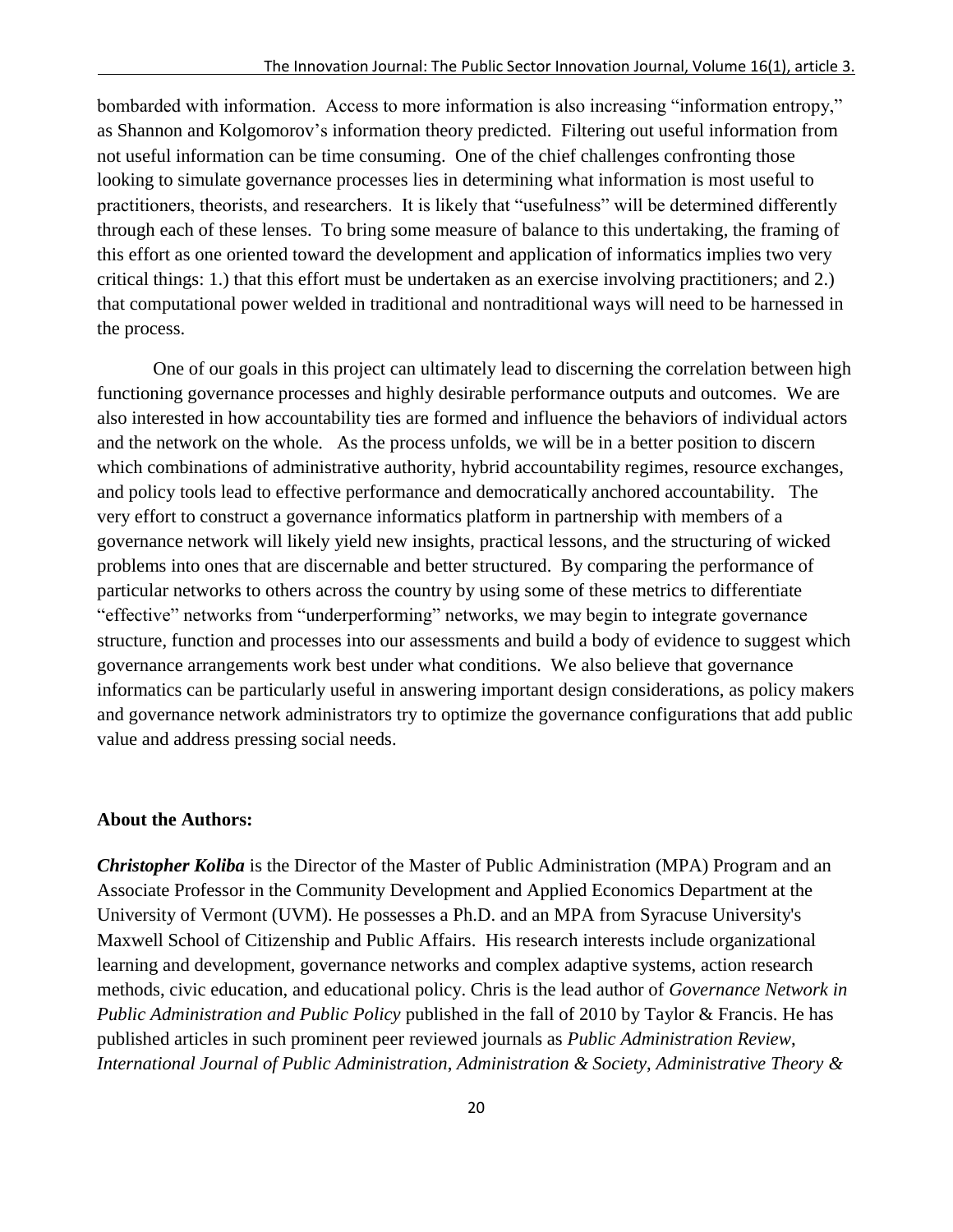bombarded with information. Access to more information is also increasing "information entropy," as Shannon and Kolgomorov's information theory predicted. Filtering out useful information from not useful information can be time consuming. One of the chief challenges confronting those looking to simulate governance processes lies in determining what information is most useful to practitioners, theorists, and researchers. It is likely that "usefulness" will be determined differently through each of these lenses. To bring some measure of balance to this undertaking, the framing of this effort as one oriented toward the development and application of informatics implies two very critical things: 1.) that this effort must be undertaken as an exercise involving practitioners; and 2.) that computational power welded in traditional and nontraditional ways will need to be harnessed in the process.

One of our goals in this project can ultimately lead to discerning the correlation between high functioning governance processes and highly desirable performance outputs and outcomes. We are also interested in how accountability ties are formed and influence the behaviors of individual actors and the network on the whole. As the process unfolds, we will be in a better position to discern which combinations of administrative authority, hybrid accountability regimes, resource exchanges, and policy tools lead to effective performance and democratically anchored accountability. The very effort to construct a governance informatics platform in partnership with members of a governance network will likely yield new insights, practical lessons, and the structuring of wicked problems into ones that are discernable and better structured. By comparing the performance of particular networks to others across the country by using some of these metrics to differentiate "effective" networks from "underperforming" networks, we may begin to integrate governance structure, function and processes into our assessments and build a body of evidence to suggest which governance arrangements work best under what conditions. We also believe that governance informatics can be particularly useful in answering important design considerations, as policy makers and governance network administrators try to optimize the governance configurations that add public value and address pressing social needs.

**About the Authors:**

***Christopher Koliba*** is the Director of the Master of Public Administration (MPA) Program and an Associate Professor in the Community Development and Applied Economics Department at the University of Vermont (UVM). He possesses a Ph.D. and an MPA from Syracuse University's Maxwell School of Citizenship and Public Affairs. His research interests include organizational learning and development, governance networks and complex adaptive systems, action research methods, civic education, and educational policy. Chris is the lead author of *Governance Network in Public Administration and Public Policy* published in the fall of 2010 by Taylor & Francis. He has published articles in such prominent peer reviewed journals as *Public Administration Review*, *International Journal of Public Administration*, *Administration & Society*, *Administrative Theory &*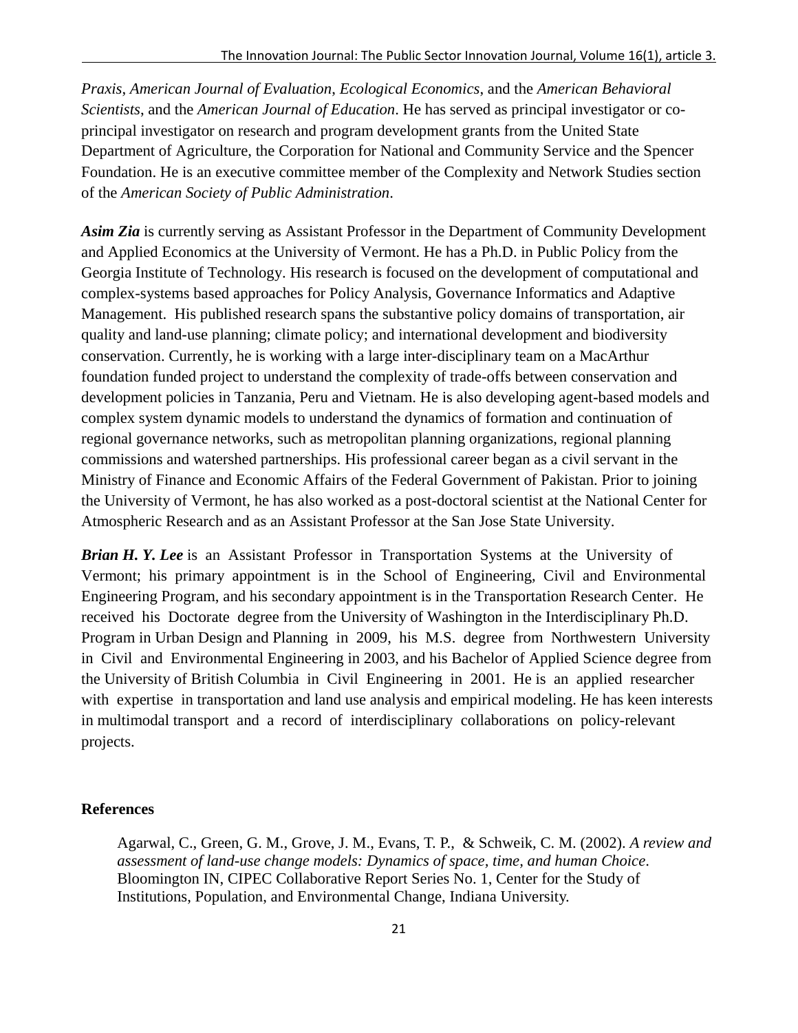*Praxis*, *American Journal of Evaluation*, *Ecological Economics*, and the *American Behavioral Scientists*, and the *American Journal of Education*. He has served as principal investigator or co-principal investigator on research and program development grants from the United State Department of Agriculture, the Corporation for National and Community Service and the Spencer Foundation. He is an executive committee member of the Complexity and Network Studies section of the *American Society of Public Administration*.

***Asim Zia*** is currently serving as Assistant Professor in the Department of Community Development and Applied Economics at the University of Vermont. He has a Ph.D. in Public Policy from the Georgia Institute of Technology. His research is focused on the development of computational and complex-systems based approaches for Policy Analysis, Governance Informatics and Adaptive Management. His published research spans the substantive policy domains of transportation, air quality and land-use planning; climate policy; and international development and biodiversity conservation. Currently, he is working with a large inter-disciplinary team on a MacArthur foundation funded project to understand the complexity of trade-offs between conservation and development policies in Tanzania, Peru and Vietnam. He is also developing agent-based models and complex system dynamic models to understand the dynamics of formation and continuation of regional governance networks, such as metropolitan planning organizations, regional planning commissions and watershed partnerships. His professional career began as a civil servant in the Ministry of Finance and Economic Affairs of the Federal Government of Pakistan. Prior to joining the University of Vermont, he has also worked as a post-doctoral scientist at the National Center for Atmospheric Research and as an Assistant Professor at the San Jose State University.

***Brian H. Y. Lee*** is an Assistant Professor in Transportation Systems at the University of Vermont; his primary appointment is in the School of Engineering, Civil and Environmental Engineering Program, and his secondary appointment is in the Transportation Research Center. He received his Doctorate degree from the University of Washington in the Interdisciplinary Ph.D. Program in Urban Design and Planning in 2009, his M.S. degree from Northwestern University in Civil and Environmental Engineering in 2003, and his Bachelor of Applied Science degree from the University of British Columbia in Civil Engineering in 2001. He is an applied researcher with expertise in transportation and land use analysis and empirical modeling. He has keen interests in multimodal transport and a record of interdisciplinary collaborations on policy-relevant projects.

## References

Agarwal, C., Green, G. M., Grove, J. M., Evans, T. P., & Schweik, C. M. (2002). *A review and assessment of land-use change models: Dynamics of space, time, and human Choice*. Bloomington IN, CIPEC Collaborative Report Series No. 1, Center for the Study of Institutions, Population, and Environmental Change, Indiana University.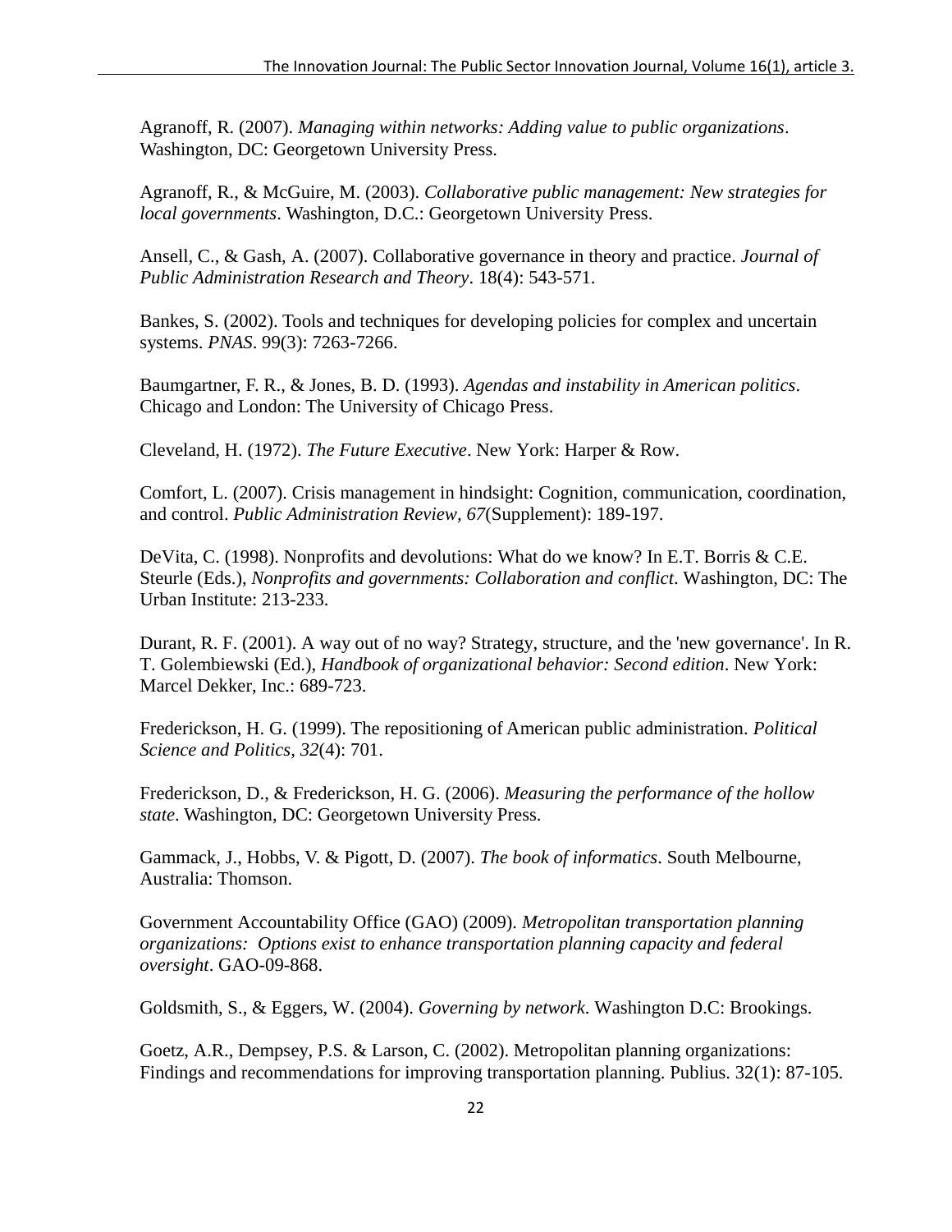Agranoff, R. (2007). *Managing within networks: Adding value to public organizations*. Washington, DC: Georgetown University Press.

Agranoff, R., & McGuire, M. (2003). *Collaborative public management: New strategies for local governments*. Washington, D.C.: Georgetown University Press.

Ansell, C., & Gash, A. (2007). Collaborative governance in theory and practice. *Journal of Public Administration Research and Theory*. 18(4): 543-571.

Bankes, S. (2002). Tools and techniques for developing policies for complex and uncertain systems. *PNAS*. 99(3): 7263-7266.

Baumgartner, F. R., & Jones, B. D. (1993). *Agendas and instability in American politics*. Chicago and London: The University of Chicago Press.

Cleveland, H. (1972). *The Future Executive*. New York: Harper & Row.

Comfort, L. (2007). Crisis management in hindsight: Cognition, communication, coordination, and control. *Public Administration Review, 67*(Supplement): 189-197.

DeVita, C. (1998). Nonprofits and devolutions: What do we know? In E.T. Borris & C.E. Steurle (Eds.), *Nonprofits and governments: Collaboration and conflict*. Washington, DC: The Urban Institute: 213-233.

Durant, R. F. (2001). A way out of no way? Strategy, structure, and the 'new governance'. In R. T. Golembiewski (Ed.), *Handbook of organizational behavior: Second edition*. New York: Marcel Dekker, Inc.: 689-723.

Frederickson, H. G. (1999). The repositioning of American public administration. *Political Science and Politics, 32*(4): 701.

Frederickson, D., & Frederickson, H. G. (2006). *Measuring the performance of the hollow state*. Washington, DC: Georgetown University Press.

Gammack, J., Hobbs, V. & Pigott, D. (2007). *The book of informatics*. South Melbourne, Australia: Thomson.

Government Accountability Office (GAO) (2009). *Metropolitan transportation planning organizations: Options exist to enhance transportation planning capacity and federal oversight*. GAO-09-868.

Goldsmith, S., & Eggers, W. (2004). *Governing by network*. Washington D.C: Brookings.

Goetz, A.R., Dempsey, P.S. & Larson, C. (2002). Metropolitan planning organizations: Findings and recommendations for improving transportation planning. Publius. 32(1): 87-105.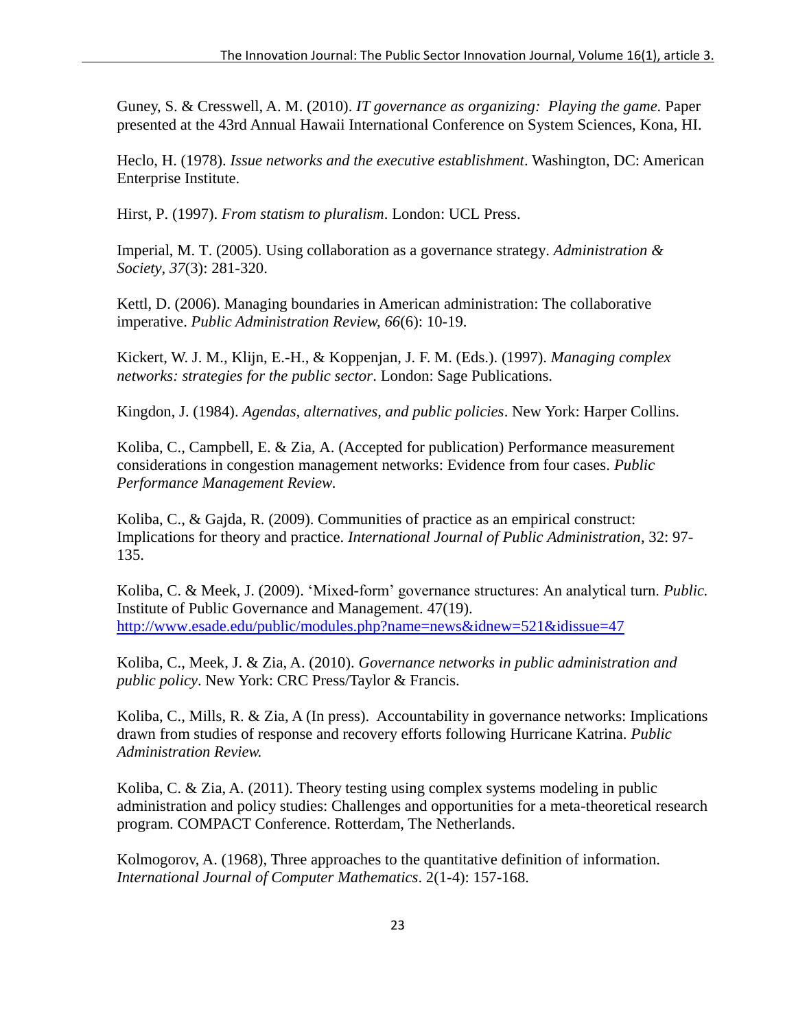Guney, S. & Cresswell, A. M. (2010). *IT governance as organizing: Playing the game.* Paper presented at the 43rd Annual Hawaii International Conference on System Sciences, Kona, HI.

Heclo, H. (1978). *Issue networks and the executive establishment*. Washington, DC: American Enterprise Institute.

Hirst, P. (1997). *From statism to pluralism*. London: UCL Press.

Imperial, M. T. (2005). Using collaboration as a governance strategy. *Administration & Society, 37*(3): 281-320.

Kettl, D. (2006). Managing boundaries in American administration: The collaborative imperative. *Public Administration Review, 66*(6): 10-19.

Kickert, W. J. M., Klijn, E.-H., & Koppenjan, J. F. M. (Eds.). (1997). *Managing complex networks: strategies for the public sector*. London: Sage Publications.

Kingdon, J. (1984). *Agendas, alternatives, and public policies*. New York: Harper Collins.

Koliba, C., Campbell, E. & Zia, A. (Accepted for publication) Performance measurement considerations in congestion management networks: Evidence from four cases. *Public Performance Management Review*.

Koliba, C., & Gajda, R. (2009). Communities of practice as an empirical construct: Implications for theory and practice. *International Journal of Public Administration*, 32: 97-135.

Koliba, C. & Meek, J. (2009). 'Mixed-form' governance structures: An analytical turn. *Public.* Institute of Public Governance and Management. 47(19). http://www.esade.edu/public/modules.php?name=news&idnew=521&idissue=47

Koliba, C., Meek, J. & Zia, A. (2010). *Governance networks in public administration and public policy*. New York: CRC Press/Taylor & Francis.

Koliba, C., Mills, R. & Zia, A (In press). Accountability in governance networks: Implications drawn from studies of response and recovery efforts following Hurricane Katrina. *Public Administration Review.*

Koliba, C. & Zia, A. (2011). Theory testing using complex systems modeling in public administration and policy studies: Challenges and opportunities for a meta-theoretical research program. COMPACT Conference. Rotterdam, The Netherlands.

Kolmogorov, A. (1968), Three approaches to the quantitative definition of information. *International Journal of Computer Mathematics*. 2(1-4): 157-168.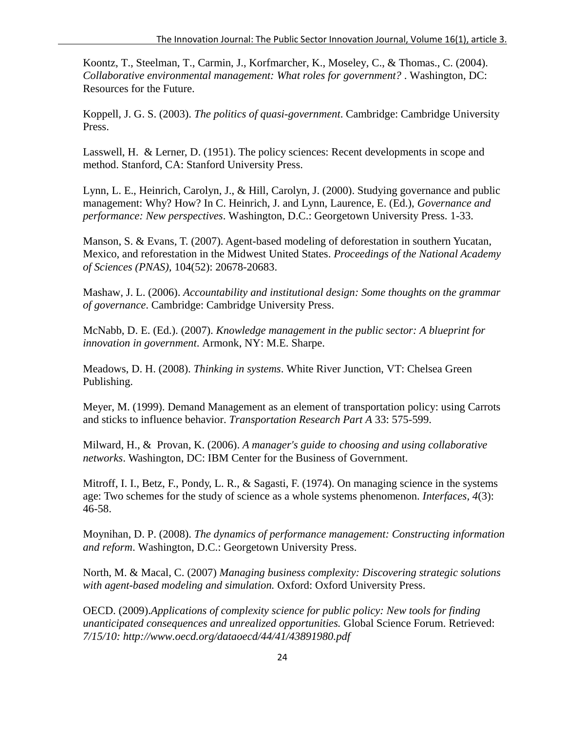Koontz, T., Steelman, T., Carmin, J., Korfmarcher, K., Moseley, C., & Thomas., C. (2004). *Collaborative environmental management: What roles for government?* . Washington, DC: Resources for the Future.

Koppell, J. G. S. (2003). *The politics of quasi-government*. Cambridge: Cambridge University Press.

Lasswell, H. & Lerner, D. (1951). The policy sciences: Recent developments in scope and method. Stanford, CA: Stanford University Press.

Lynn, L. E., Heinrich, Carolyn, J., & Hill, Carolyn, J. (2000). Studying governance and public management: Why? How? In C. Heinrich, J. and Lynn, Laurence, E. (Ed.), *Governance and performance: New perspectives*. Washington, D.C.: Georgetown University Press. 1-33.

Manson, S. & Evans, T. (2007). Agent-based modeling of deforestation in southern Yucatan, Mexico, and reforestation in the Midwest United States. *Proceedings of the National Academy of Sciences (PNAS)*, 104(52): 20678-20683.

Mashaw, J. L. (2006). *Accountability and institutional design: Some thoughts on the grammar of governance*. Cambridge: Cambridge University Press.

McNabb, D. E. (Ed.). (2007). *Knowledge management in the public sector: A blueprint for innovation in government*. Armonk, NY: M.E. Sharpe.

Meadows, D. H. (2008). *Thinking in systems*. White River Junction, VT: Chelsea Green Publishing.

Meyer, M. (1999). Demand Management as an element of transportation policy: using Carrots and sticks to influence behavior. *Transportation Research Part A* 33: 575-599.

Milward, H., & Provan, K. (2006). *A manager's guide to choosing and using collaborative networks*. Washington, DC: IBM Center for the Business of Government.

Mitroff, I. I., Betz, F., Pondy, L. R., & Sagasti, F. (1974). On managing science in the systems age: Two schemes for the study of science as a whole systems phenomenon. *Interfaces*, *4*(3): 46-58.

Moynihan, D. P. (2008). *The dynamics of performance management: Constructing information and reform*. Washington, D.C.: Georgetown University Press.

North, M. & Macal, C. (2007) *Managing business complexity: Discovering strategic solutions with agent-based modeling and simulation.* Oxford: Oxford University Press.

OECD. (2009).*Applications of complexity science for public policy: New tools for finding unanticipated consequences and unrealized opportunities.* Global Science Forum. Retrieved: *7/15/10: http://www.oecd.org/dataoecd/44/41/43891980.pdf*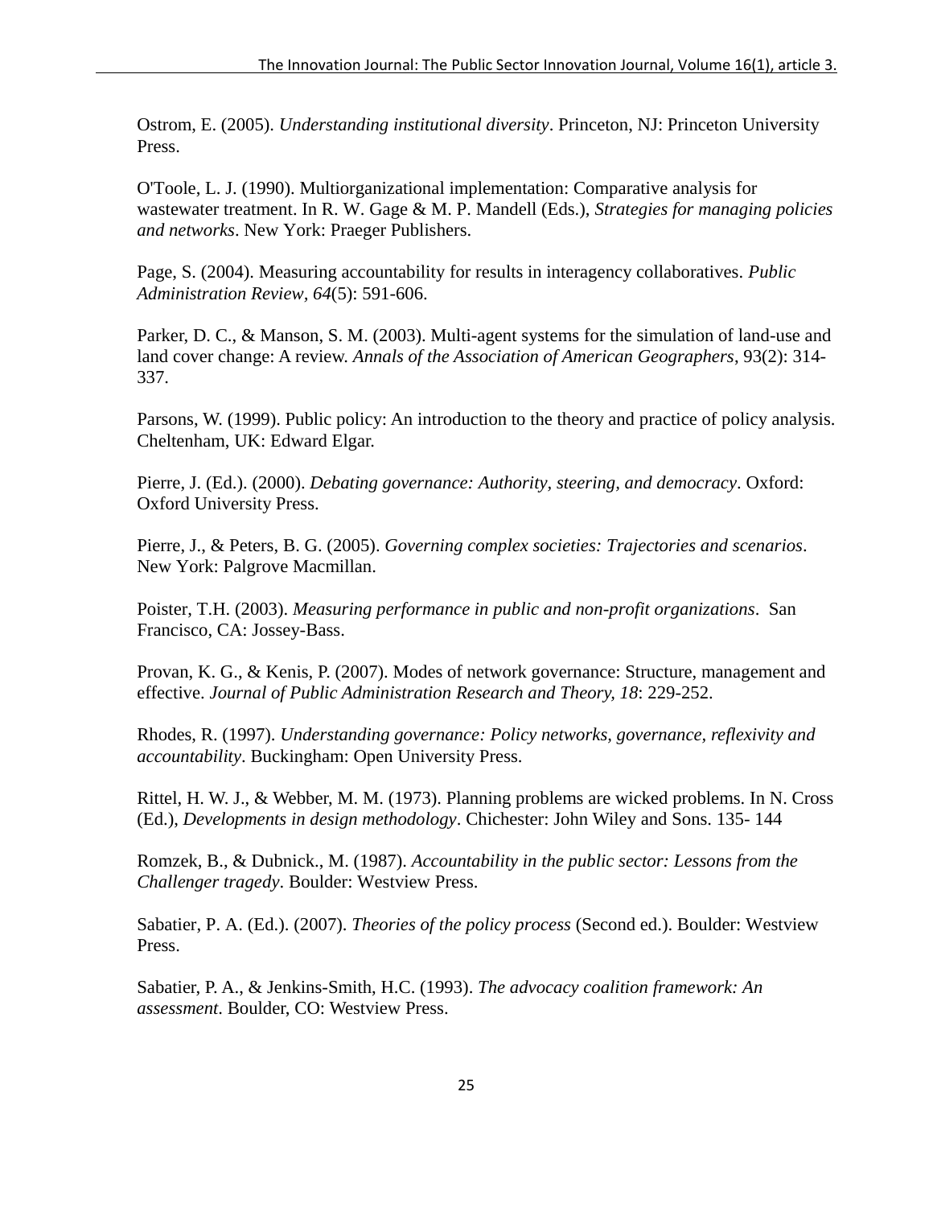Ostrom, E. (2005). *Understanding institutional diversity*. Princeton, NJ: Princeton University Press.

O'Toole, L. J. (1990). Multiorganizational implementation: Comparative analysis for wastewater treatment. In R. W. Gage & M. P. Mandell (Eds.), *Strategies for managing policies and networks*. New York: Praeger Publishers.

Page, S. (2004). Measuring accountability for results in interagency collaboratives. *Public Administration Review*, *64*(5): 591-606.

Parker, D. C., & Manson, S. M. (2003). Multi-agent systems for the simulation of land-use and land cover change: A review. *Annals of the Association of American Geographers*, 93(2): 314-337.

Parsons, W. (1999). Public policy: An introduction to the theory and practice of policy analysis. Cheltenham, UK: Edward Elgar.

Pierre, J. (Ed.). (2000). *Debating governance: Authority, steering, and democracy*. Oxford: Oxford University Press.

Pierre, J., & Peters, B. G. (2005). *Governing complex societies: Trajectories and scenarios*. New York: Palgrove Macmillan.

Poister, T.H. (2003). *Measuring performance in public and non-profit organizations*. San Francisco, CA: Jossey-Bass.

Provan, K. G., & Kenis, P. (2007). Modes of network governance: Structure, management and effective. *Journal of Public Administration Research and Theory, 18*: 229-252.

Rhodes, R. (1997). *Understanding governance: Policy networks, governance, reflexivity and accountability*. Buckingham: Open University Press.

Rittel, H. W. J., & Webber, M. M. (1973). Planning problems are wicked problems. In N. Cross (Ed.), *Developments in design methodology*. Chichester: John Wiley and Sons. 135- 144

Romzek, B., & Dubnick., M. (1987). *Accountability in the public sector: Lessons from the Challenger tragedy*. Boulder: Westview Press.

Sabatier, P. A. (Ed.). (2007). *Theories of the policy process* (Second ed.). Boulder: Westview Press.

Sabatier, P. A., & Jenkins-Smith, H.C. (1993). *The advocacy coalition framework: An assessment*. Boulder, CO: Westview Press.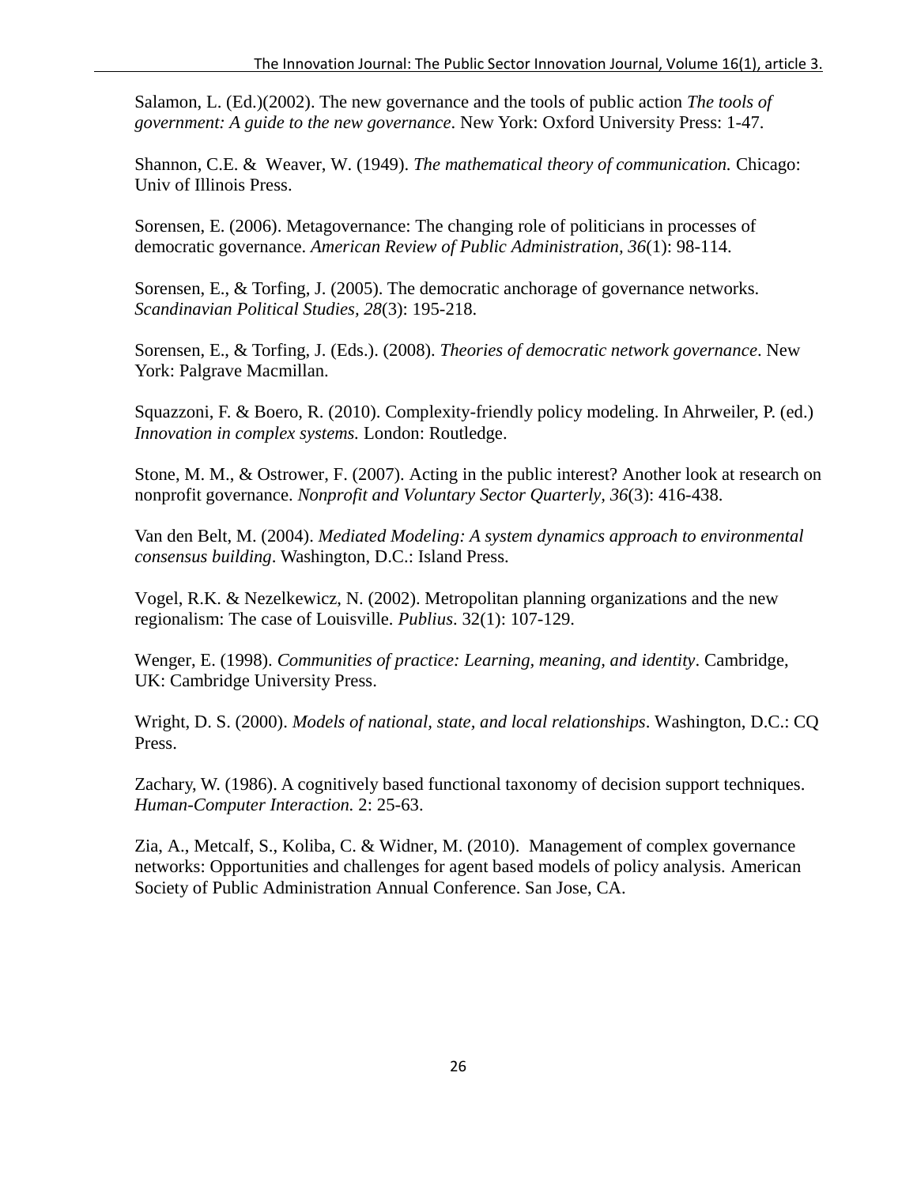Salamon, L. (Ed.)(2002). The new governance and the tools of public action *The tools of government: A guide to the new governance*. New York: Oxford University Press: 1-47.

Shannon, C.E. & Weaver, W. (1949). *The mathematical theory of communication.* Chicago: Univ of Illinois Press.

Sorensen, E. (2006). Metagovernance: The changing role of politicians in processes of democratic governance. *American Review of Public Administration, 36*(1): 98-114.

Sorensen, E., & Torfing, J. (2005). The democratic anchorage of governance networks. *Scandinavian Political Studies, 28*(3): 195-218.

Sorensen, E., & Torfing, J. (Eds.). (2008). *Theories of democratic network governance*. New York: Palgrave Macmillan.

Squazzoni, F. & Boero, R. (2010). Complexity-friendly policy modeling. In Ahrweiler, P. (ed.) *Innovation in complex systems.* London: Routledge.

Stone, M. M., & Ostrower, F. (2007). Acting in the public interest? Another look at research on nonprofit governance. *Nonprofit and Voluntary Sector Quarterly, 36*(3): 416-438.

Van den Belt, M. (2004). *Mediated Modeling: A system dynamics approach to environmental consensus building*. Washington, D.C.: Island Press.

Vogel, R.K. & Nezelkewicz, N. (2002). Metropolitan planning organizations and the new regionalism: The case of Louisville. *Publius*. 32(1): 107-129.

Wenger, E. (1998). *Communities of practice: Learning, meaning, and identity*. Cambridge, UK: Cambridge University Press.

Wright, D. S. (2000). *Models of national, state, and local relationships*. Washington, D.C.: CQ Press.

Zachary, W. (1986). A cognitively based functional taxonomy of decision support techniques. *Human-Computer Interaction.* 2: 25-63.

Zia, A., Metcalf, S., Koliba, C. & Widner, M. (2010). Management of complex governance networks: Opportunities and challenges for agent based models of policy analysis. American Society of Public Administration Annual Conference. San Jose, CA.